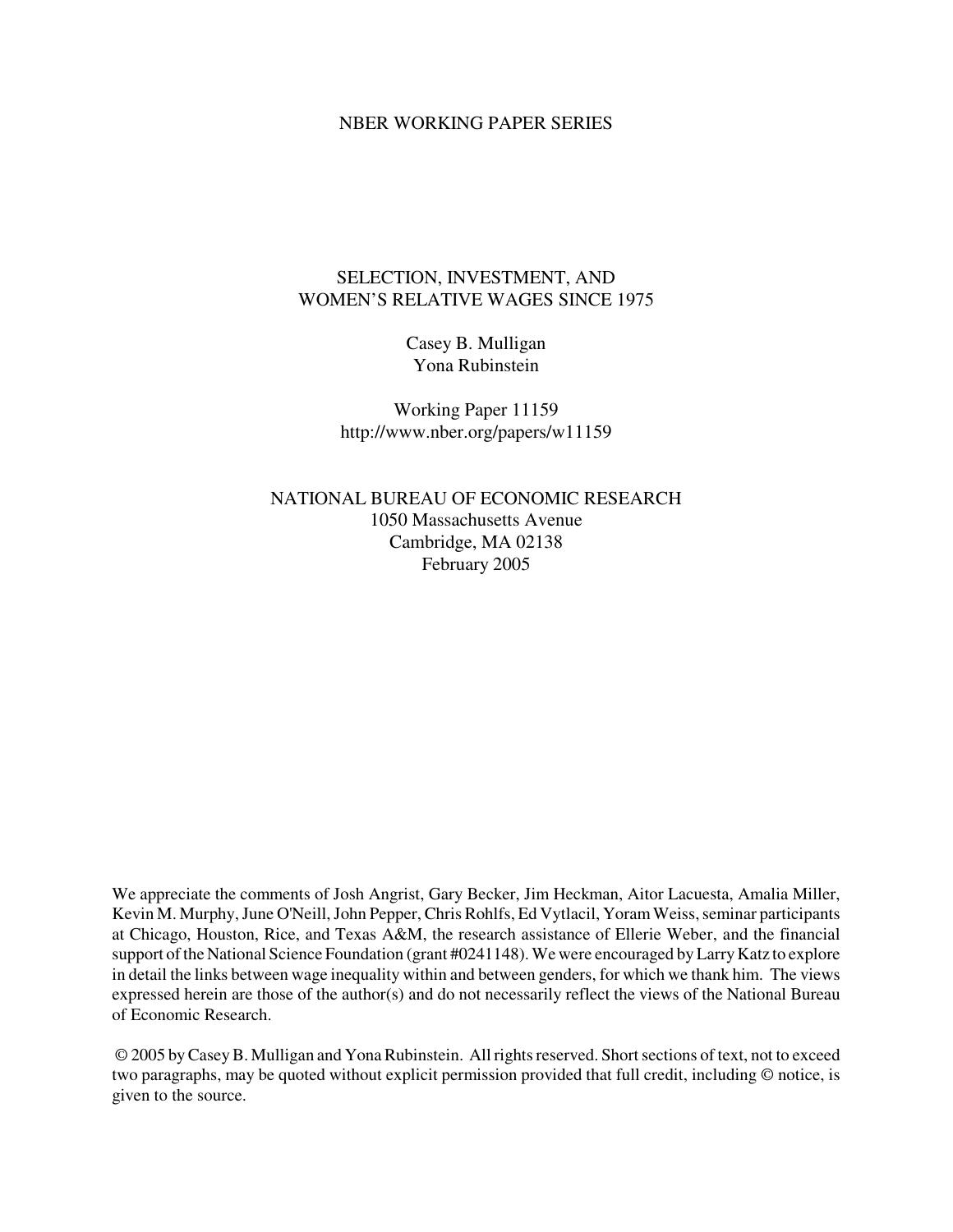NBER WORKING PAPER SERIES

# SELECTION, INVESTMENT, AND WOMEN'S RELATIVE WAGES SINCE 1975

Casey B. Mulligan
Yona Rubinstein

Working Paper 11159
http://www.nber.org/papers/w11159

NATIONAL BUREAU OF ECONOMIC RESEARCH
1050 Massachusetts Avenue
Cambridge, MA 02138
February 2005

We appreciate the comments of Josh Angrist, Gary Becker, Jim Heckman, Aitor Lacuesta, Amalia Miller, Kevin M. Murphy, June O'Neill, John Pepper, Chris Rohlfs, Ed Vytlacil, Yoram Weiss, seminar participants at Chicago, Houston, Rice, and Texas A&M, the research assistance of Ellerie Weber, and the financial support of the National Science Foundation (grant #0241148). We were encouraged by Larry Katz to explore in detail the links between wage inequality within and between genders, for which we thank him. The views expressed herein are those of the author(s) and do not necessarily reflect the views of the National Bureau of Economic Research.

© 2005 by Casey B. Mulligan and Yona Rubinstein. All rights reserved. Short sections of text, not to exceed two paragraphs, may be quoted without explicit permission provided that full credit, including © notice, is given to the source.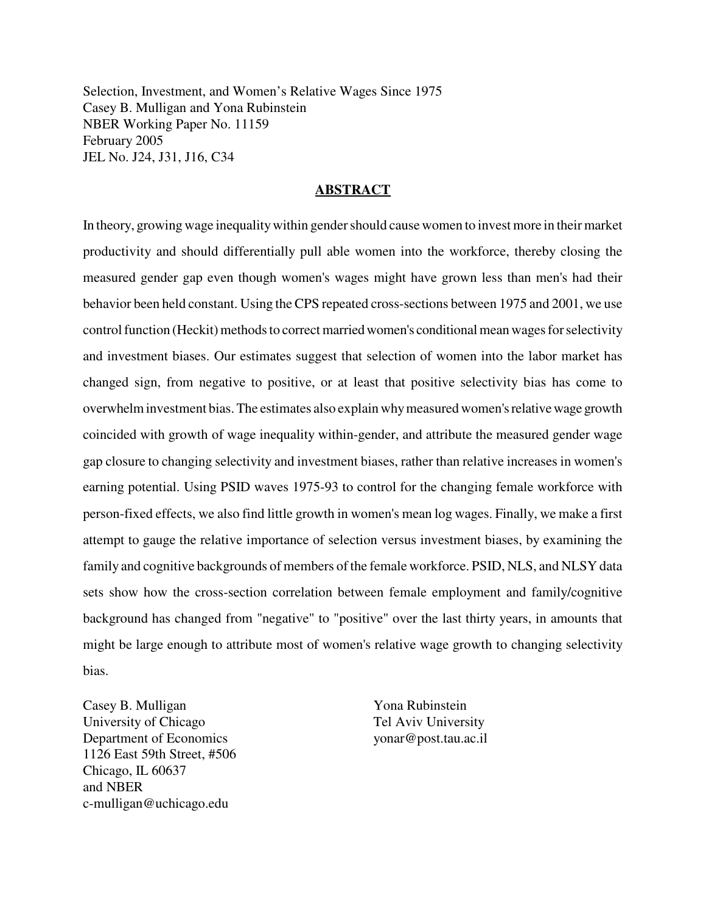Selection, Investment, and Women's Relative Wages Since 1975
Casey B. Mulligan and Yona Rubinstein
NBER Working Paper No. 11159
February 2005
JEL No. J24, J31, J16, C34

## ABSTRACT

In theory, growing wage inequality within gender should cause women to invest more in their market productivity and should differentially pull able women into the workforce, thereby closing the measured gender gap even though women's wages might have grown less than men's had their behavior been held constant. Using the CPS repeated cross-sections between 1975 and 2001, we use control function (Heckit) methods to correct married women's conditional mean wages for selectivity and investment biases. Our estimates suggest that selection of women into the labor market has changed sign, from negative to positive, or at least that positive selectivity bias has come to overwhelm investment bias. The estimates also explain why measured women's relative wage growth coincided with growth of wage inequality within-gender, and attribute the measured gender wage gap closure to changing selectivity and investment biases, rather than relative increases in women's earning potential. Using PSID waves 1975-93 to control for the changing female workforce with person-fixed effects, we also find little growth in women's mean log wages. Finally, we make a first attempt to gauge the relative importance of selection versus investment biases, by examining the family and cognitive backgrounds of members of the female workforce. PSID, NLS, and NLSY data sets show how the cross-section correlation between female employment and family/cognitive background has changed from "negative" to "positive" over the last thirty years, in amounts that might be large enough to attribute most of women's relative wage growth to changing selectivity bias.

Casey B. Mulligan
University of Chicago
Department of Economics
1126 East 59th Street, #506
Chicago, IL 60637
and NBER
c-mulligan@uchicago.edu

Yona Rubinstein
Tel Aviv University
yonar@post.tau.ac.il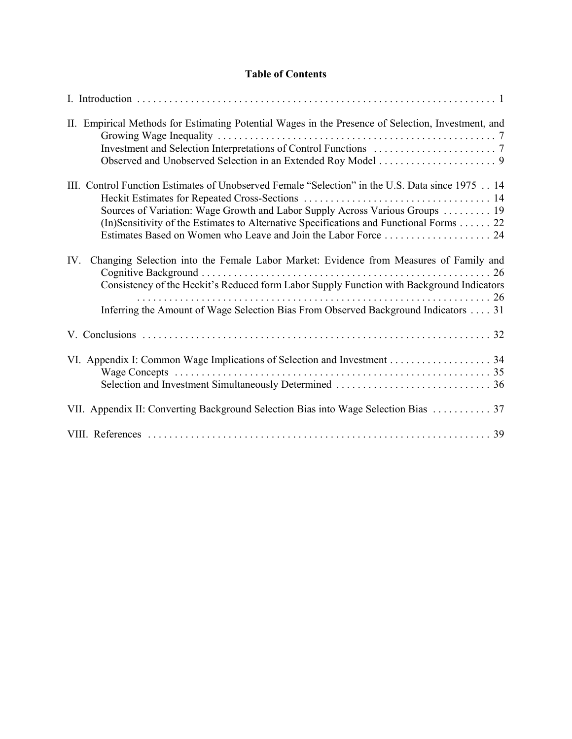# Table of Contents

I. Introduction . . . . . . . . . . . . . . . . . . . . . . . . . . . . . . . . . . . . . . . . . . . . . . . . . . . . . . . . . . . . . . . 1

II. Empirical Methods for Estimating Potential Wages in the Presence of Selection, Investment, and Growing Wage Inequality . . . . . . . . . . . . . . . . . . . . . . . . . . . . . . . . . . . . . . . . . . . . . . . . . . . . 7
- Investment and Selection Interpretations of Control Functions . . . . . . . . . . . . . . . . . . . . . . . 7
- Observed and Unobserved Selection in an Extended Roy Model . . . . . . . . . . . . . . . . . . . . . . 9

III. Control Function Estimates of Unobserved Female "Selection" in the U.S. Data since 1975 . . 14
- Heckit Estimates for Repeated Cross-Sections . . . . . . . . . . . . . . . . . . . . . . . . . . . . . . . . . . . 14
- Sources of Variation: Wage Growth and Labor Supply Across Various Groups . . . . . . . . . 19
- (In)Sensitivity of the Estimates to Alternative Specifications and Functional Forms . . . . . . 22
- Estimates Based on Women who Leave and Join the Labor Force . . . . . . . . . . . . . . . . . . . . 24

IV. Changing Selection into the Female Labor Market: Evidence from Measures of Family and Cognitive Background . . . . . . . . . . . . . . . . . . . . . . . . . . . . . . . . . . . . . . . . . . . . . . . . . . . . . . 26
- Consistency of the Heckit's Reduced form Labor Supply Function with Background Indicators . . . . . . . . . . . . . . . . . . . . . . . . . . . . . . . . . . . . . . . . . . . . . . . . . . . . . . . . . . . . . . . . . 26
- Inferring the Amount of Wage Selection Bias From Observed Background Indicators . . . . 31

V. Conclusions . . . . . . . . . . . . . . . . . . . . . . . . . . . . . . . . . . . . . . . . . . . . . . . . . . . . . . . . . . . . . . . 32

VI. Appendix I: Common Wage Implications of Selection and Investment . . . . . . . . . . . . . . . . . . . 34
- Wage Concepts . . . . . . . . . . . . . . . . . . . . . . . . . . . . . . . . . . . . . . . . . . . . . . . . . . . . . . . . . . . 35
- Selection and Investment Simultaneously Determined . . . . . . . . . . . . . . . . . . . . . . . . . . . . . 36

VII. Appendix II: Converting Background Selection Bias into Wage Selection Bias . . . . . . . . . . . 37

VIII. References . . . . . . . . . . . . . . . . . . . . . . . . . . . . . . . . . . . . . . . . . . . . . . . . . . . . . . . . . . . . . . . 39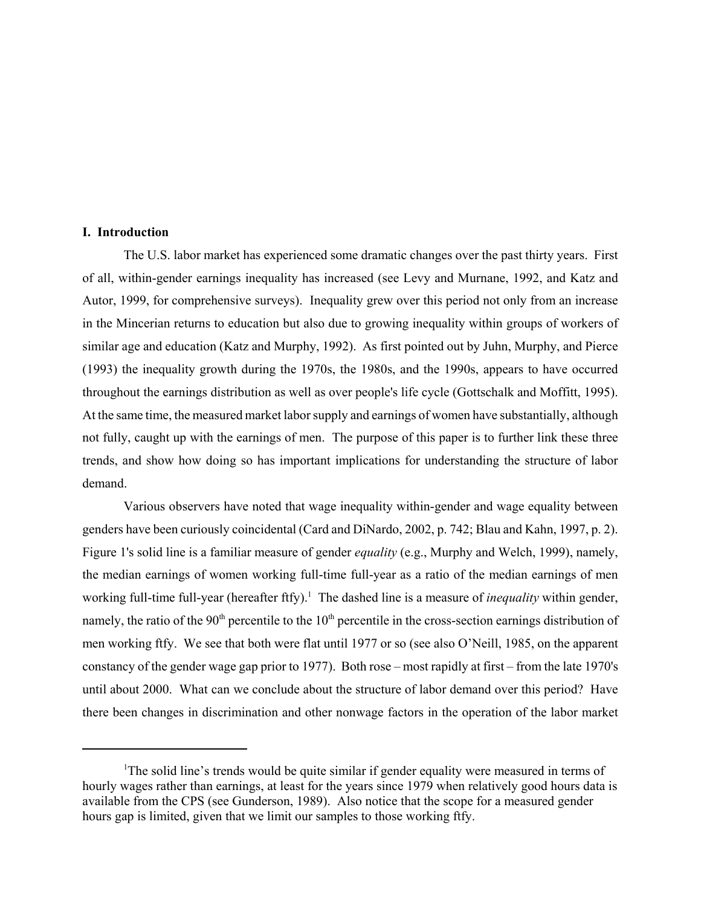## I. Introduction

The U.S. labor market has experienced some dramatic changes over the past thirty years. First of all, within-gender earnings inequality has increased (see Levy and Murnane, 1992, and Katz and Autor, 1999, for comprehensive surveys). Inequality grew over this period not only from an increase in the Mincerian returns to education but also due to growing inequality within groups of workers of similar age and education (Katz and Murphy, 1992). As first pointed out by Juhn, Murphy, and Pierce (1993) the inequality growth during the 1970s, the 1980s, and the 1990s, appears to have occurred throughout the earnings distribution as well as over people's life cycle (Gottschalk and Moffitt, 1995). At the same time, the measured market labor supply and earnings of women have substantially, although not fully, caught up with the earnings of men. The purpose of this paper is to further link these three trends, and show how doing so has important implications for understanding the structure of labor demand.

Various observers have noted that wage inequality within-gender and wage equality between genders have been curiously coincidental (Card and DiNardo, 2002, p. 742; Blau and Kahn, 1997, p. 2). Figure 1's solid line is a familiar measure of gender *equality* (e.g., Murphy and Welch, 1999), namely, the median earnings of women working full-time full-year as a ratio of the median earnings of men working full-time full-year (hereafter ftfy).[1] The dashed line is a measure of *inequality* within gender, namely, the ratio of the 90th percentile to the 10th percentile in the cross-section earnings distribution of men working ftfy. We see that both were flat until 1977 or so (see also O'Neill, 1985, on the apparent constancy of the gender wage gap prior to 1977). Both rose – most rapidly at first – from the late 1970's until about 2000. What can we conclude about the structure of labor demand over this period? Have there been changes in discrimination and other nonwage factors in the operation of the labor market

---

[1] The solid line's trends would be quite similar if gender equality were measured in terms of hourly wages rather than earnings, at least for the years since 1979 when relatively good hours data is available from the CPS (see Gunderson, 1989). Also notice that the scope for a measured gender hours gap is limited, given that we limit our samples to those working ftfy.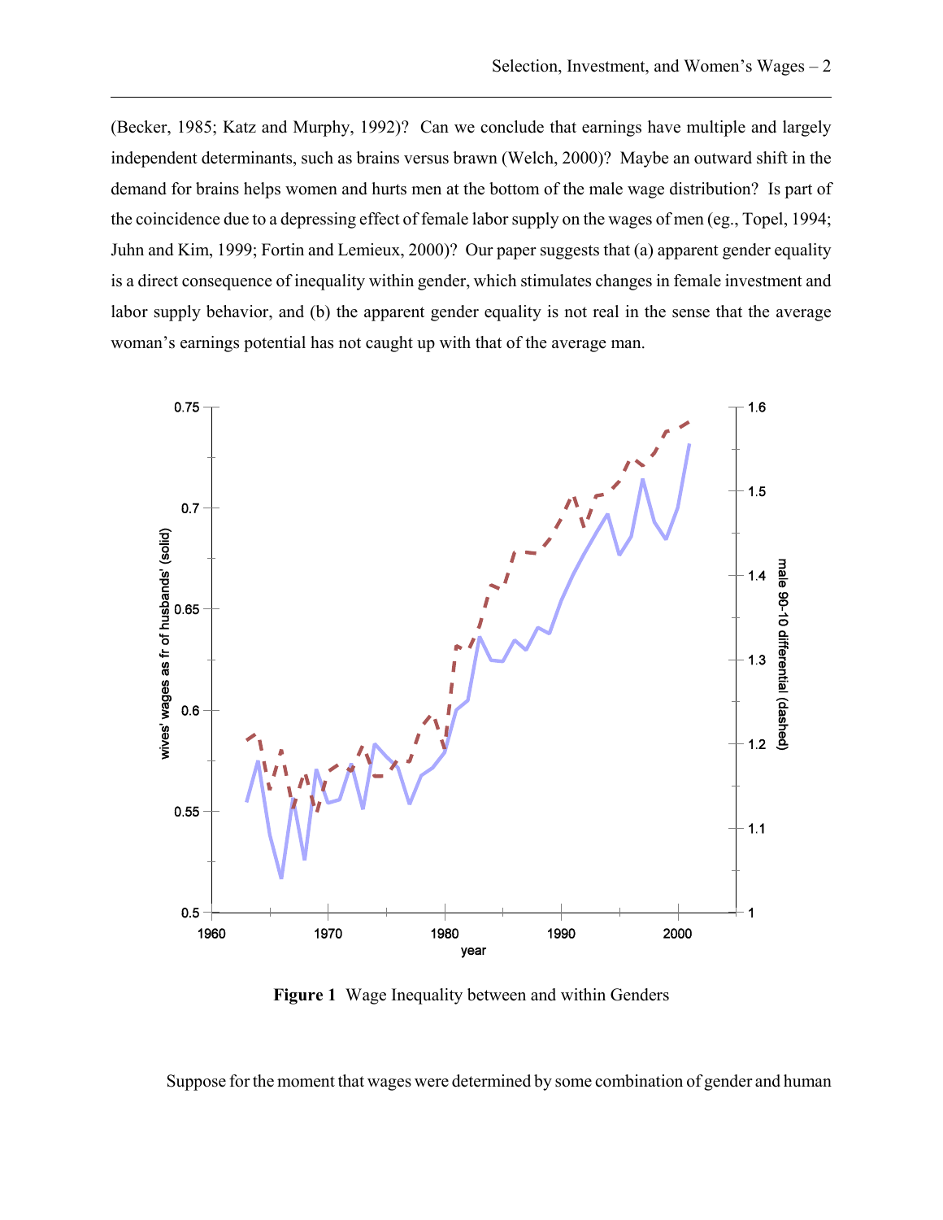(Becker, 1985; Katz and Murphy, 1992)? Can we conclude that earnings have multiple and largely independent determinants, such as brains versus brawn (Welch, 2000)? Maybe an outward shift in the demand for brains helps women and hurts men at the bottom of the male wage distribution? Is part of the coincidence due to a depressing effect of female labor supply on the wages of men (eg., Topel, 1994; Juhn and Kim, 1999; Fortin and Lemieux, 2000)? Our paper suggests that (a) apparent gender equality is a direct consequence of inequality within gender, which stimulates changes in female investment and labor supply behavior, and (b) the apparent gender equality is not real in the sense that the average woman's earnings potential has not caught up with that of the average man.

**Figure 1** Wage Inequality between and within Genders

Suppose for the moment that wages were determined by some combination of gender and human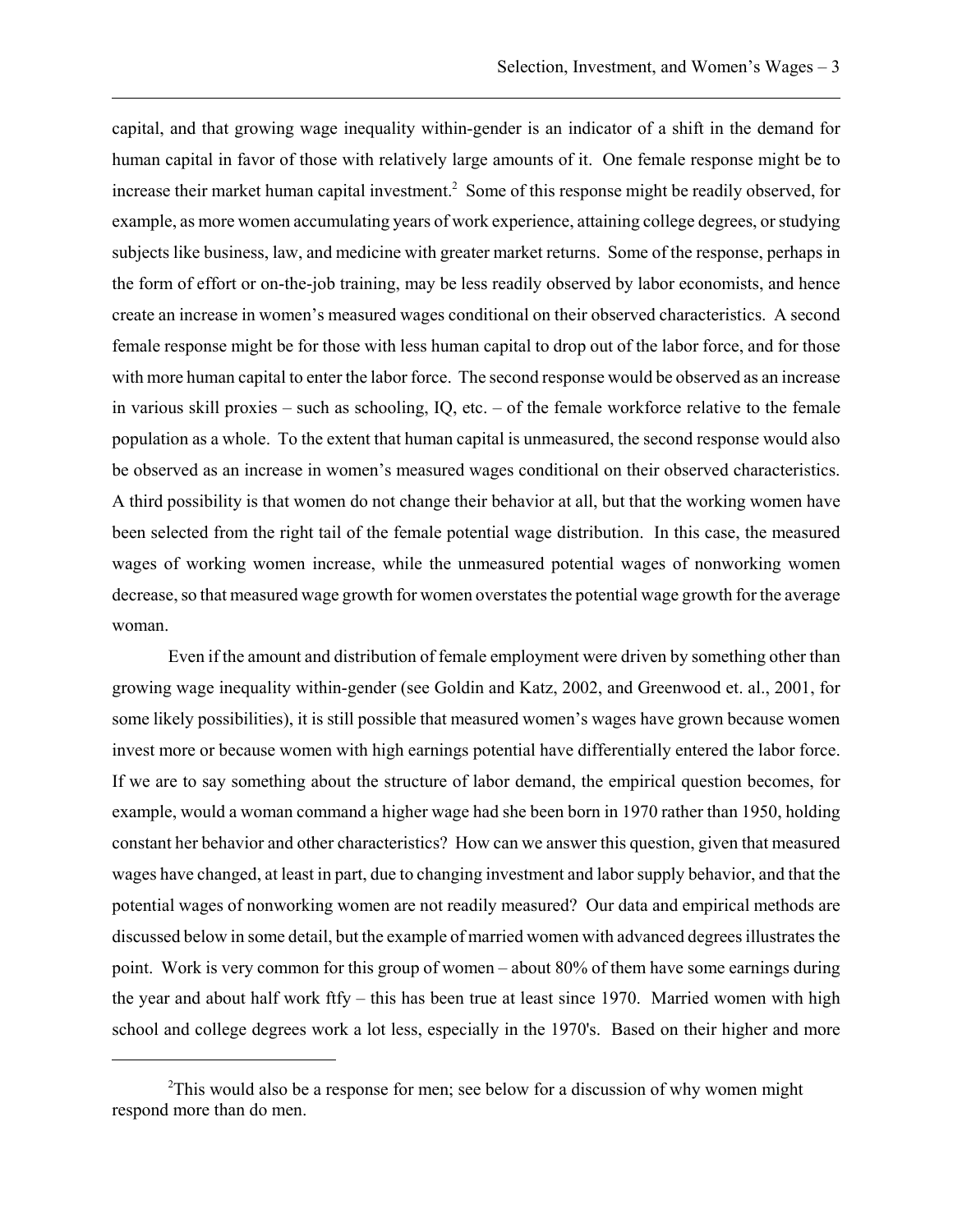capital, and that growing wage inequality within-gender is an indicator of a shift in the demand for human capital in favor of those with relatively large amounts of it. One female response might be to increase their market human capital investment.[2] Some of this response might be readily observed, for example, as more women accumulating years of work experience, attaining college degrees, or studying subjects like business, law, and medicine with greater market returns. Some of the response, perhaps in the form of effort or on-the-job training, may be less readily observed by labor economists, and hence create an increase in women's measured wages conditional on their observed characteristics. A second female response might be for those with less human capital to drop out of the labor force, and for those with more human capital to enter the labor force. The second response would be observed as an increase in various skill proxies – such as schooling, IQ, etc. – of the female workforce relative to the female population as a whole. To the extent that human capital is unmeasured, the second response would also be observed as an increase in women's measured wages conditional on their observed characteristics. A third possibility is that women do not change their behavior at all, but that the working women have been selected from the right tail of the female potential wage distribution. In this case, the measured wages of working women increase, while the unmeasured potential wages of nonworking women decrease, so that measured wage growth for women overstates the potential wage growth for the average woman.

Even if the amount and distribution of female employment were driven by something other than growing wage inequality within-gender (see Goldin and Katz, 2002, and Greenwood et. al., 2001, for some likely possibilities), it is still possible that measured women's wages have grown because women invest more or because women with high earnings potential have differentially entered the labor force. If we are to say something about the structure of labor demand, the empirical question becomes, for example, would a woman command a higher wage had she been born in 1970 rather than 1950, holding constant her behavior and other characteristics? How can we answer this question, given that measured wages have changed, at least in part, due to changing investment and labor supply behavior, and that the potential wages of nonworking women are not readily measured? Our data and empirical methods are discussed below in some detail, but the example of married women with advanced degrees illustrates the point. Work is very common for this group of women – about 80% of them have some earnings during the year and about half work ftfy – this has been true at least since 1970. Married women with high school and college degrees work a lot less, especially in the 1970's. Based on their higher and more

[2] This would also be a response for men; see below for a discussion of why women might respond more than do men.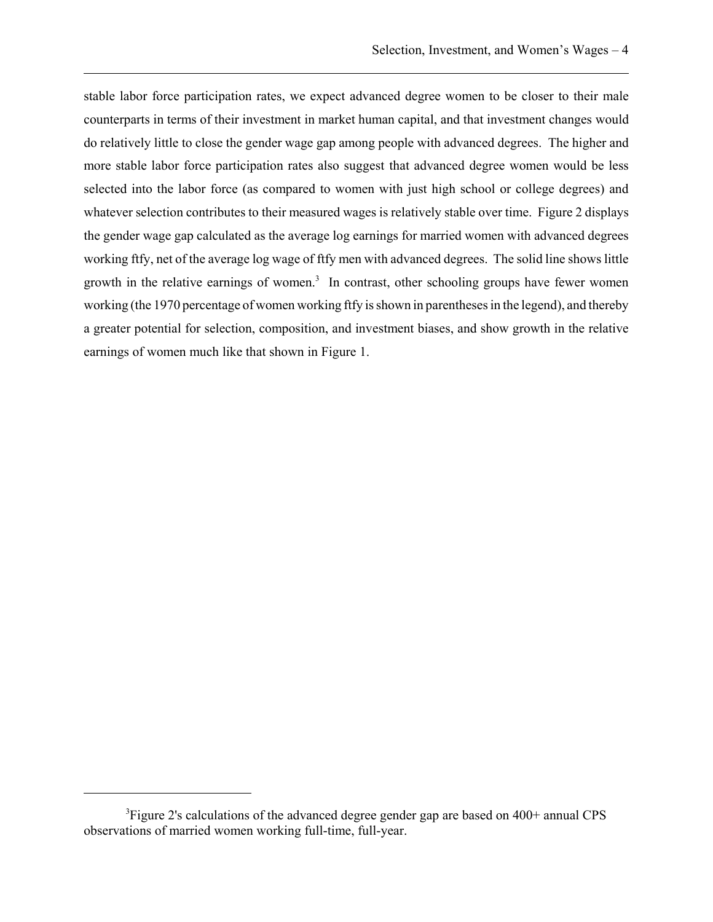stable labor force participation rates, we expect advanced degree women to be closer to their male counterparts in terms of their investment in market human capital, and that investment changes would do relatively little to close the gender wage gap among people with advanced degrees. The higher and more stable labor force participation rates also suggest that advanced degree women would be less selected into the labor force (as compared to women with just high school or college degrees) and whatever selection contributes to their measured wages is relatively stable over time. Figure 2 displays the gender wage gap calculated as the average log earnings for married women with advanced degrees working ftfy, net of the average log wage of ftfy men with advanced degrees. The solid line shows little growth in the relative earnings of women.[3] In contrast, other schooling groups have fewer women working (the 1970 percentage of women working ftfy is shown in parentheses in the legend), and thereby a greater potential for selection, composition, and investment biases, and show growth in the relative earnings of women much like that shown in Figure 1.

[3] Figure 2's calculations of the advanced degree gender gap are based on 400+ annual CPS observations of married women working full-time, full-year.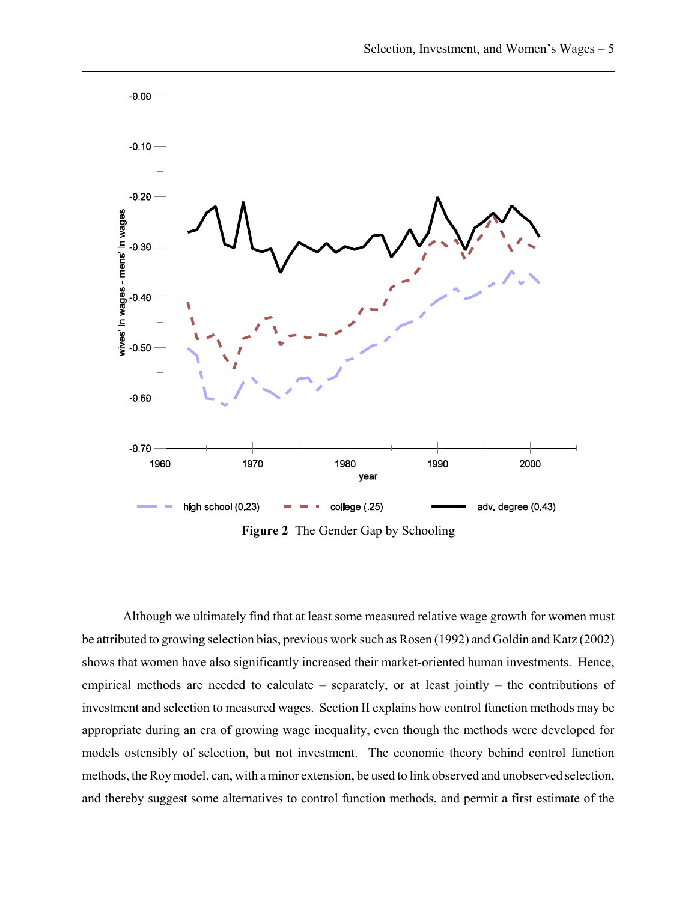**Figure 2** The Gender Gap by Schooling

Although we ultimately find that at least some measured relative wage growth for women must be attributed to growing selection bias, previous work such as Rosen (1992) and Goldin and Katz (2002) shows that women have also significantly increased their market-oriented human investments. Hence, empirical methods are needed to calculate – separately, or at least jointly – the contributions of investment and selection to measured wages. Section II explains how control function methods may be appropriate during an era of growing wage inequality, even though the methods were developed for models ostensibly of selection, but not investment. The economic theory behind control function methods, the Roy model, can, with a minor extension, be used to link observed and unobserved selection, and thereby suggest some alternatives to control function methods, and permit a first estimate of the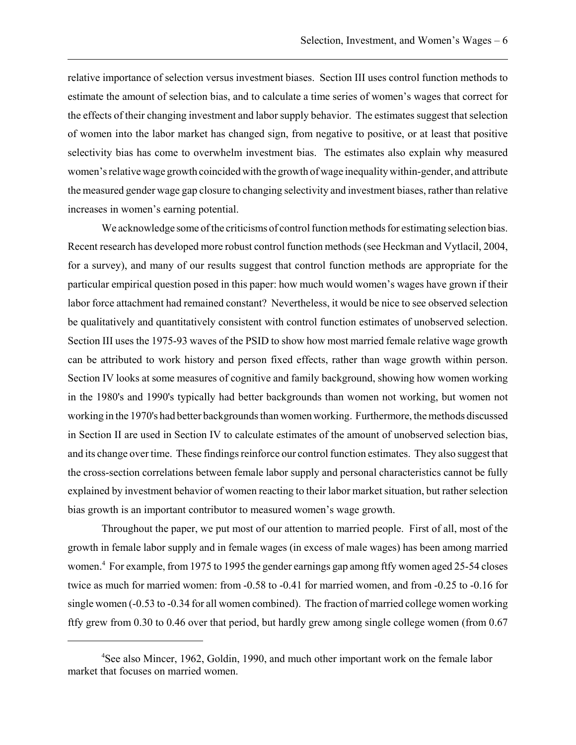relative importance of selection versus investment biases. Section III uses control function methods to estimate the amount of selection bias, and to calculate a time series of women's wages that correct for the effects of their changing investment and labor supply behavior. The estimates suggest that selection of women into the labor market has changed sign, from negative to positive, or at least that positive selectivity bias has come to overwhelm investment bias. The estimates also explain why measured women's relative wage growth coincided with the growth of wage inequality within-gender, and attribute the measured gender wage gap closure to changing selectivity and investment biases, rather than relative increases in women's earning potential.

We acknowledge some of the criticisms of control function methods for estimating selection bias. Recent research has developed more robust control function methods (see Heckman and Vytlacil, 2004, for a survey), and many of our results suggest that control function methods are appropriate for the particular empirical question posed in this paper: how much would women's wages have grown if their labor force attachment had remained constant? Nevertheless, it would be nice to see observed selection be qualitatively and quantitatively consistent with control function estimates of unobserved selection. Section III uses the 1975-93 waves of the PSID to show how most married female relative wage growth can be attributed to work history and person fixed effects, rather than wage growth within person. Section IV looks at some measures of cognitive and family background, showing how women working in the 1980's and 1990's typically had better backgrounds than women not working, but women not working in the 1970's had better backgrounds than women working. Furthermore, the methods discussed in Section II are used in Section IV to calculate estimates of the amount of unobserved selection bias, and its change over time. These findings reinforce our control function estimates. They also suggest that the cross-section correlations between female labor supply and personal characteristics cannot be fully explained by investment behavior of women reacting to their labor market situation, but rather selection bias growth is an important contributor to measured women's wage growth.

Throughout the paper, we put most of our attention to married people. First of all, most of the growth in female labor supply and in female wages (in excess of male wages) has been among married women.[4] For example, from 1975 to 1995 the gender earnings gap among ftfy women aged 25-54 closes twice as much for married women: from -0.58 to -0.41 for married women, and from -0.25 to -0.16 for single women (-0.53 to -0.34 for all women combined). The fraction of married college women working ftfy grew from 0.30 to 0.46 over that period, but hardly grew among single college women (from 0.67

[4]See also Mincer, 1962, Goldin, 1990, and much other important work on the female labor market that focuses on married women.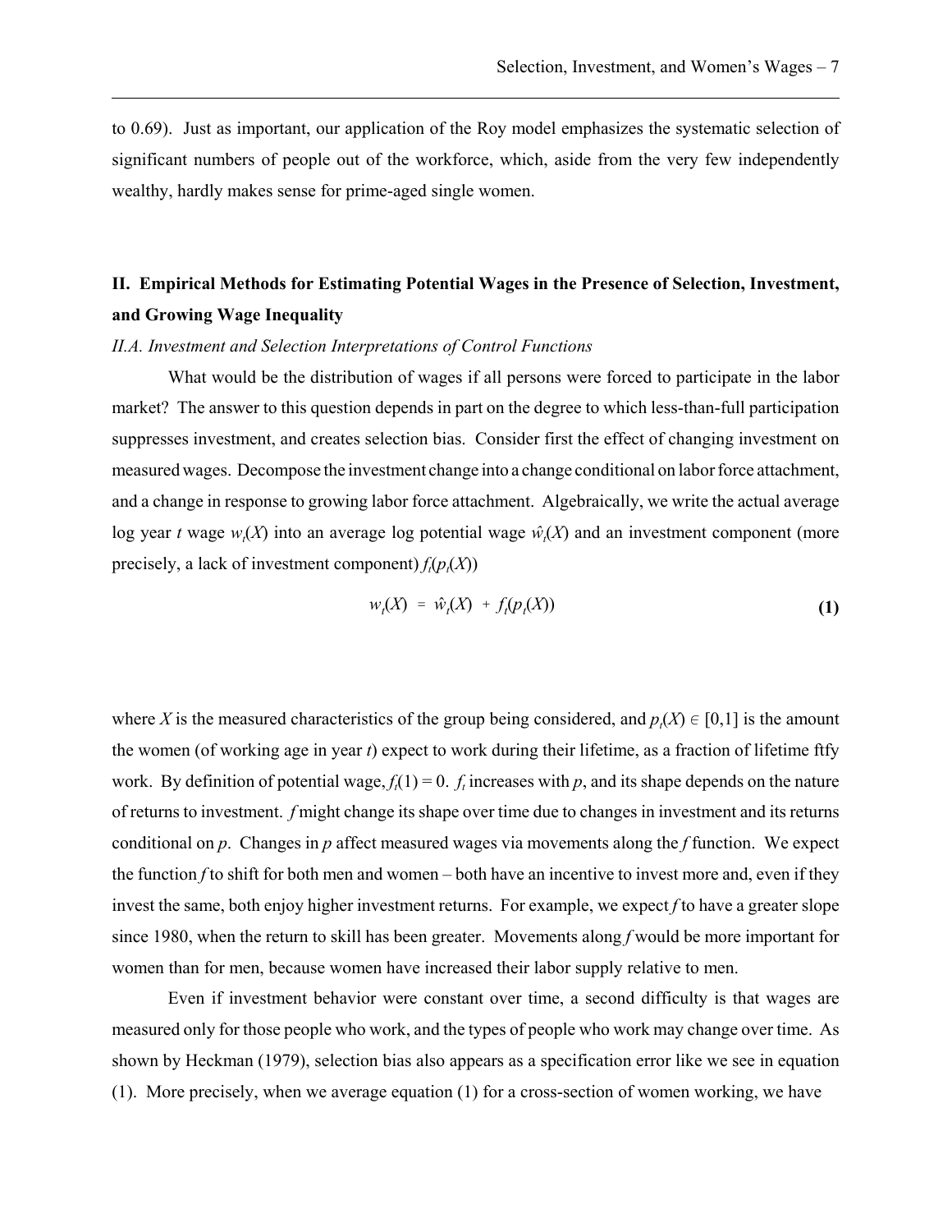to 0.69). Just as important, our application of the Roy model emphasizes the systematic selection of significant numbers of people out of the workforce, which, aside from the very few independently wealthy, hardly makes sense for prime-aged single women.

## II. Empirical Methods for Estimating Potential Wages in the Presence of Selection, Investment, and Growing Wage Inequality

### *II.A. Investment and Selection Interpretations of Control Functions*

What would be the distribution of wages if all persons were forced to participate in the labor market? The answer to this question depends in part on the degree to which less-than-full participation suppresses investment, and creates selection bias. Consider first the effect of changing investment on measured wages. Decompose the investment change into a change conditional on labor force attachment, and a change in response to growing labor force attachment. Algebraically, we write the actual average log year $t$ wage $w_t(X)$ into an average log potential wage $\hat{w}_t(X)$ and an investment component (more precisely, a lack of investment component) $f_t(p_t(X))$

$$w_t(X) = \hat{w}_t(X) + f_t(p_t(X)) \tag{1}$$

where $X$ is the measured characteristics of the group being considered, and $p_t(X) \in [0,1]$ is the amount the women (of working age in year $t$) expect to work during their lifetime, as a fraction of lifetime ftfy work. By definition of potential wage, $f_t(1) = 0$. $f_t$ increases with $p$, and its shape depends on the nature of returns to investment. $f$ might change its shape over time due to changes in investment and its returns conditional on $p$. Changes in $p$ affect measured wages via movements along the $f$ function. We expect the function $f$ to shift for both men and women – both have an incentive to invest more and, even if they invest the same, both enjoy higher investment returns. For example, we expect $f$ to have a greater slope since 1980, when the return to skill has been greater. Movements along $f$ would be more important for women than for men, because women have increased their labor supply relative to men.

Even if investment behavior were constant over time, a second difficulty is that wages are measured only for those people who work, and the types of people who work may change over time. As shown by Heckman (1979), selection bias also appears as a specification error like we see in equation (1). More precisely, when we average equation (1) for a cross-section of women working, we have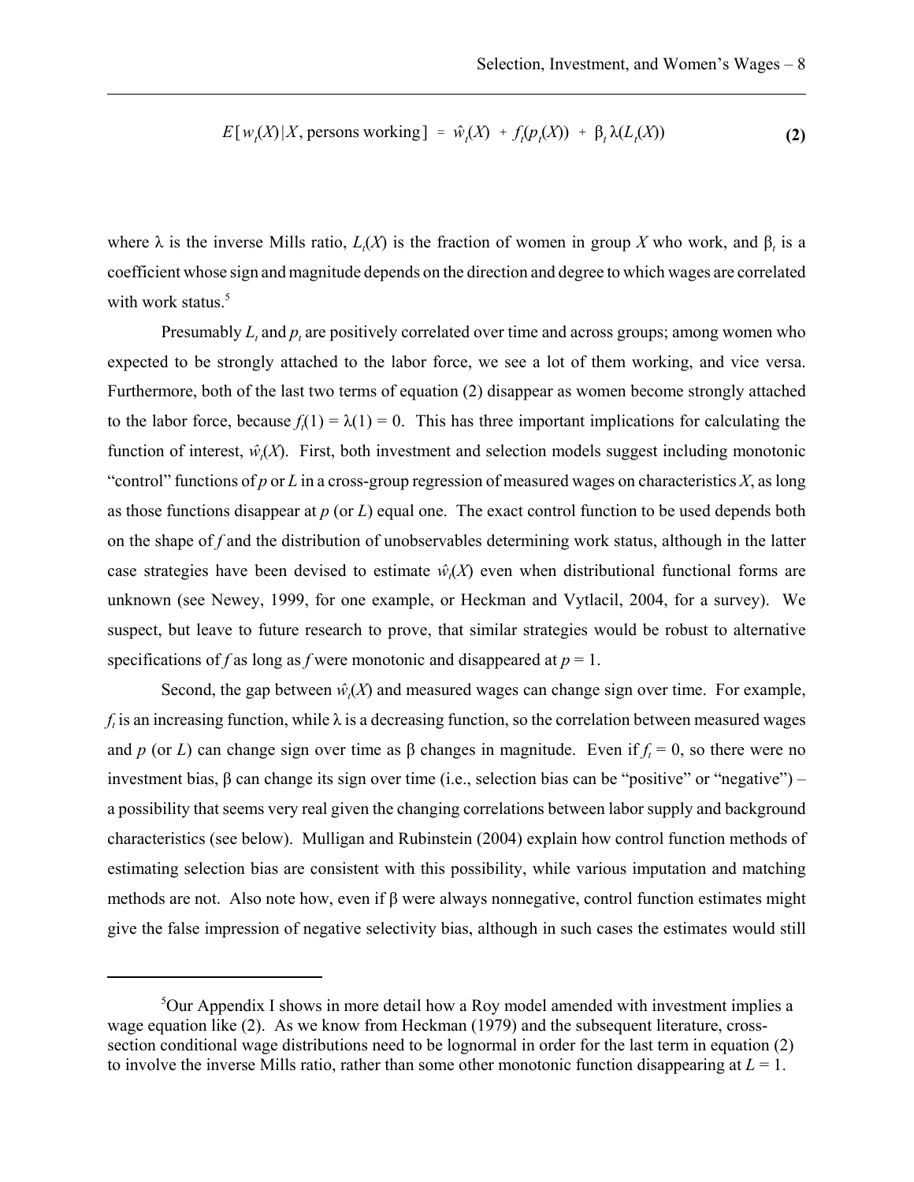$$E[w_t(X)|X, \text{persons working}] = \hat{w}_t(X) + f_t(p_t(X)) + \beta_t \lambda(L_t(X)) \tag{2}$$

where $\lambda$ is the inverse Mills ratio, $L_t(X)$ is the fraction of women in group $X$ who work, and $\beta_t$ is a coefficient whose sign and magnitude depends on the direction and degree to which wages are correlated with work status.[5]

Presumably $L_t$ and $p_t$ are positively correlated over time and across groups; among women who expected to be strongly attached to the labor force, we see a lot of them working, and vice versa. Furthermore, both of the last two terms of equation (2) disappear as women become strongly attached to the labor force, because $f_t(1) = \lambda(1) = 0$. This has three important implications for calculating the function of interest, $\hat{w}_t(X)$. First, both investment and selection models suggest including monotonic "control" functions of $p$ or $L$ in a cross-group regression of measured wages on characteristics $X$, as long as those functions disappear at $p$ (or $L$) equal one. The exact control function to be used depends both on the shape of $f$ and the distribution of unobservables determining work status, although in the latter case strategies have been devised to estimate $\hat{w}_t(X)$ even when distributional functional forms are unknown (see Newey, 1999, for one example, or Heckman and Vytlacil, 2004, for a survey). We suspect, but leave to future research to prove, that similar strategies would be robust to alternative specifications of $f$ as long as $f$ were monotonic and disappeared at $p = 1$.

Second, the gap between $\hat{w}_t(X)$ and measured wages can change sign over time. For example, $f_t$ is an increasing function, while $\lambda$ is a decreasing function, so the correlation between measured wages and $p$ (or $L$) can change sign over time as $\beta$ changes in magnitude. Even if $f_t = 0$, so there were no investment bias, $\beta$ can change its sign over time (i.e., selection bias can be "positive" or "negative") – a possibility that seems very real given the changing correlations between labor supply and background characteristics (see below). Mulligan and Rubinstein (2004) explain how control function methods of estimating selection bias are consistent with this possibility, while various imputation and matching methods are not. Also note how, even if $\beta$ were always nonnegative, control function estimates might give the false impression of negative selectivity bias, although in such cases the estimates would still

---

[5] Our Appendix I shows in more detail how a Roy model amended with investment implies a wage equation like (2). As we know from Heckman (1979) and the subsequent literature, cross-section conditional wage distributions need to be lognormal in order for the last term in equation (2) to involve the inverse Mills ratio, rather than some other monotonic function disappearing at $L = 1$.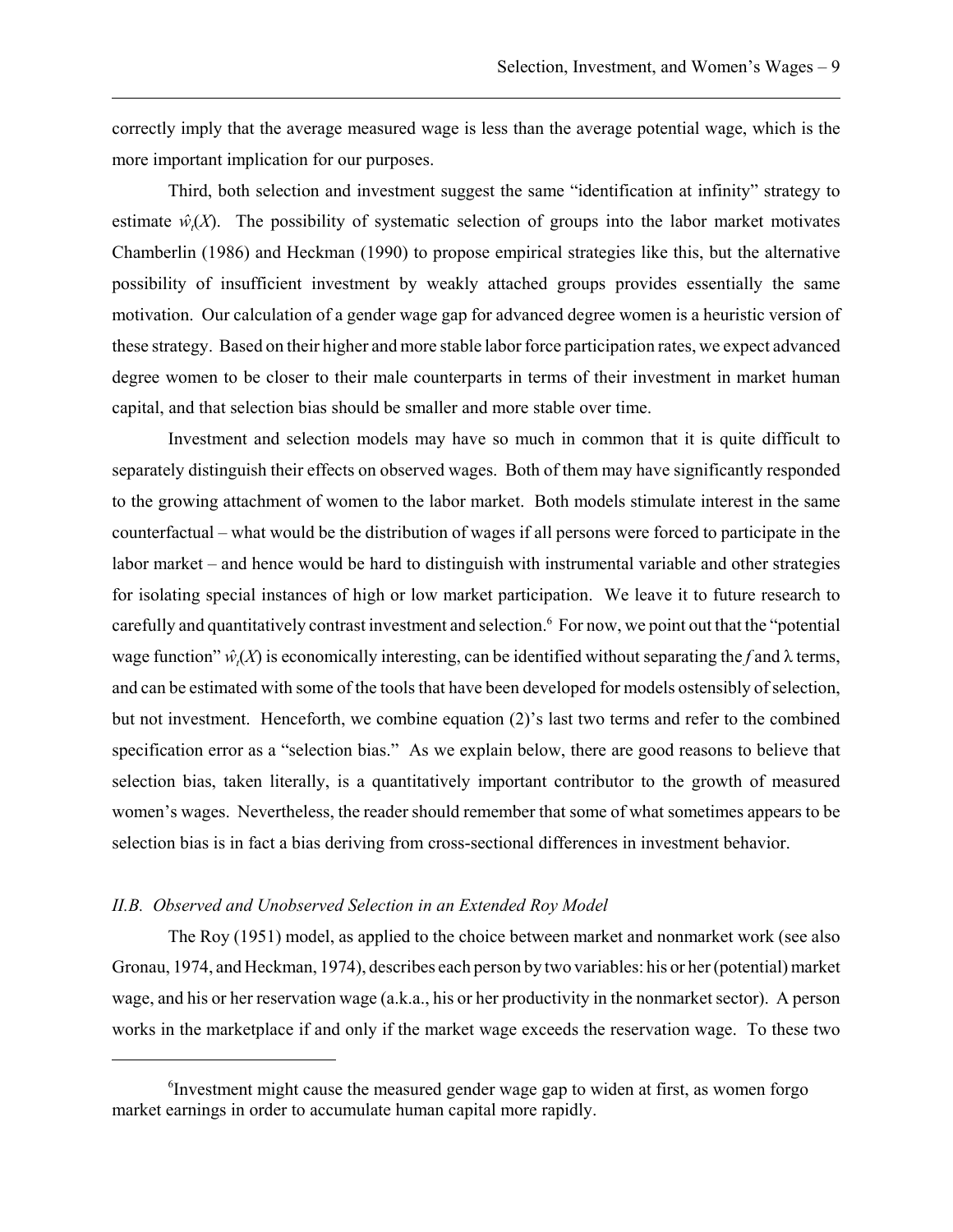correctly imply that the average measured wage is less than the average potential wage, which is the more important implication for our purposes.

Third, both selection and investment suggest the same "identification at infinity" strategy to estimate $\hat{w}_t(X)$. The possibility of systematic selection of groups into the labor market motivates Chamberlin (1986) and Heckman (1990) to propose empirical strategies like this, but the alternative possibility of insufficient investment by weakly attached groups provides essentially the same motivation. Our calculation of a gender wage gap for advanced degree women is a heuristic version of these strategy. Based on their higher and more stable labor force participation rates, we expect advanced degree women to be closer to their male counterparts in terms of their investment in market human capital, and that selection bias should be smaller and more stable over time.

Investment and selection models may have so much in common that it is quite difficult to separately distinguish their effects on observed wages. Both of them may have significantly responded to the growing attachment of women to the labor market. Both models stimulate interest in the same counterfactual – what would be the distribution of wages if all persons were forced to participate in the labor market – and hence would be hard to distinguish with instrumental variable and other strategies for isolating special instances of high or low market participation. We leave it to future research to carefully and quantitatively contrast investment and selection.[6] For now, we point out that the "potential wage function" $\hat{w}_t(X)$ is economically interesting, can be identified without separating the $f$ and $\lambda$ terms, and can be estimated with some of the tools that have been developed for models ostensibly of selection, but not investment. Henceforth, we combine equation (2)'s last two terms and refer to the combined specification error as a "selection bias." As we explain below, there are good reasons to believe that selection bias, taken literally, is a quantitatively important contributor to the growth of measured women's wages. Nevertheless, the reader should remember that some of what sometimes appears to be selection bias is in fact a bias deriving from cross-sectional differences in investment behavior.

### *II.B. Observed and Unobserved Selection in an Extended Roy Model*

The Roy (1951) model, as applied to the choice between market and nonmarket work (see also Gronau, 1974, and Heckman, 1974), describes each person by two variables: his or her (potential) market wage, and his or her reservation wage (a.k.a., his or her productivity in the nonmarket sector). A person works in the marketplace if and only if the market wage exceeds the reservation wage. To these two

[6] Investment might cause the measured gender wage gap to widen at first, as women forgo market earnings in order to accumulate human capital more rapidly.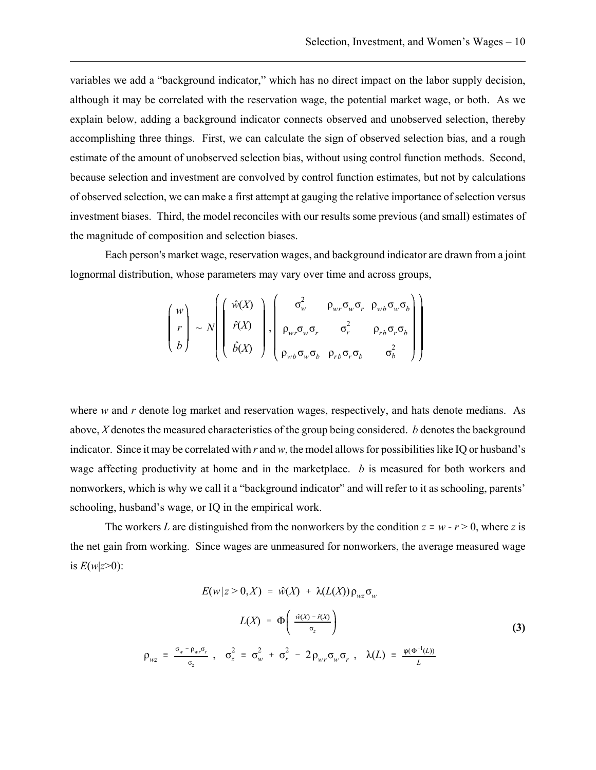variables we add a "background indicator," which has no direct impact on the labor supply decision, although it may be correlated with the reservation wage, the potential market wage, or both. As we explain below, adding a background indicator connects observed and unobserved selection, thereby accomplishing three things. First, we can calculate the sign of observed selection bias, and a rough estimate of the amount of unobserved selection bias, without using control function methods. Second, because selection and investment are convolved by control function estimates, but not by calculations of observed selection, we can make a first attempt at gauging the relative importance of selection versus investment biases. Third, the model reconciles with our results some previous (and small) estimates of the magnitude of composition and selection biases.

Each person's market wage, reservation wages, and background indicator are drawn from a joint lognormal distribution, whose parameters may vary over time and across groups,

$$\begin{pmatrix} w \\ r \\ b \end{pmatrix} \sim N\left( \begin{pmatrix} \hat{w}(X) \\ \hat{r}(X) \\ \hat{b}(X) \end{pmatrix}, \begin{pmatrix} \sigma_w^2 & \rho_{wr}\sigma_w\sigma_r & \rho_{wb}\sigma_w\sigma_b \\ \rho_{wr}\sigma_w\sigma_r & \sigma_r^2 & \rho_{rb}\sigma_r\sigma_b \\ \rho_{wb}\sigma_w\sigma_b & \rho_{rb}\sigma_r\sigma_b & \sigma_b^2 \end{pmatrix} \right)$$

where $w$ and $r$ denote log market and reservation wages, respectively, and hats denote medians. As above, $X$ denotes the measured characteristics of the group being considered. $b$ denotes the background indicator. Since it may be correlated with $r$ and $w$, the model allows for possibilities like IQ or husband's wage affecting productivity at home and in the marketplace. $b$ is measured for both workers and nonworkers, which is why we call it a "background indicator" and will refer to it as schooling, parents' schooling, husband's wage, or IQ in the empirical work.

The workers $L$ are distinguished from the nonworkers by the condition $z \equiv w - r > 0$, where $z$ is the net gain from working. Since wages are unmeasured for nonworkers, the average measured wage is $E(w|z>0)$:

$$E(w|z > 0, X) = \hat{w}(X) + \lambda(L(X))\rho_{wz}\sigma_w$$

$$L(X) = \Phi\left( \frac{\hat{w}(X) - \hat{r}(X)}{\sigma_z} \right) \tag{3}$$

$$\rho_{wz} \equiv \frac{\sigma_w - \rho_{wr}\sigma_r}{\sigma_z}, \quad \sigma_z^2 \equiv \sigma_w^2 + \sigma_r^2 - 2\rho_{wr}\sigma_w\sigma_r, \quad \lambda(L) \equiv \frac{\varphi(\Phi^{-1}(L))}{L}$$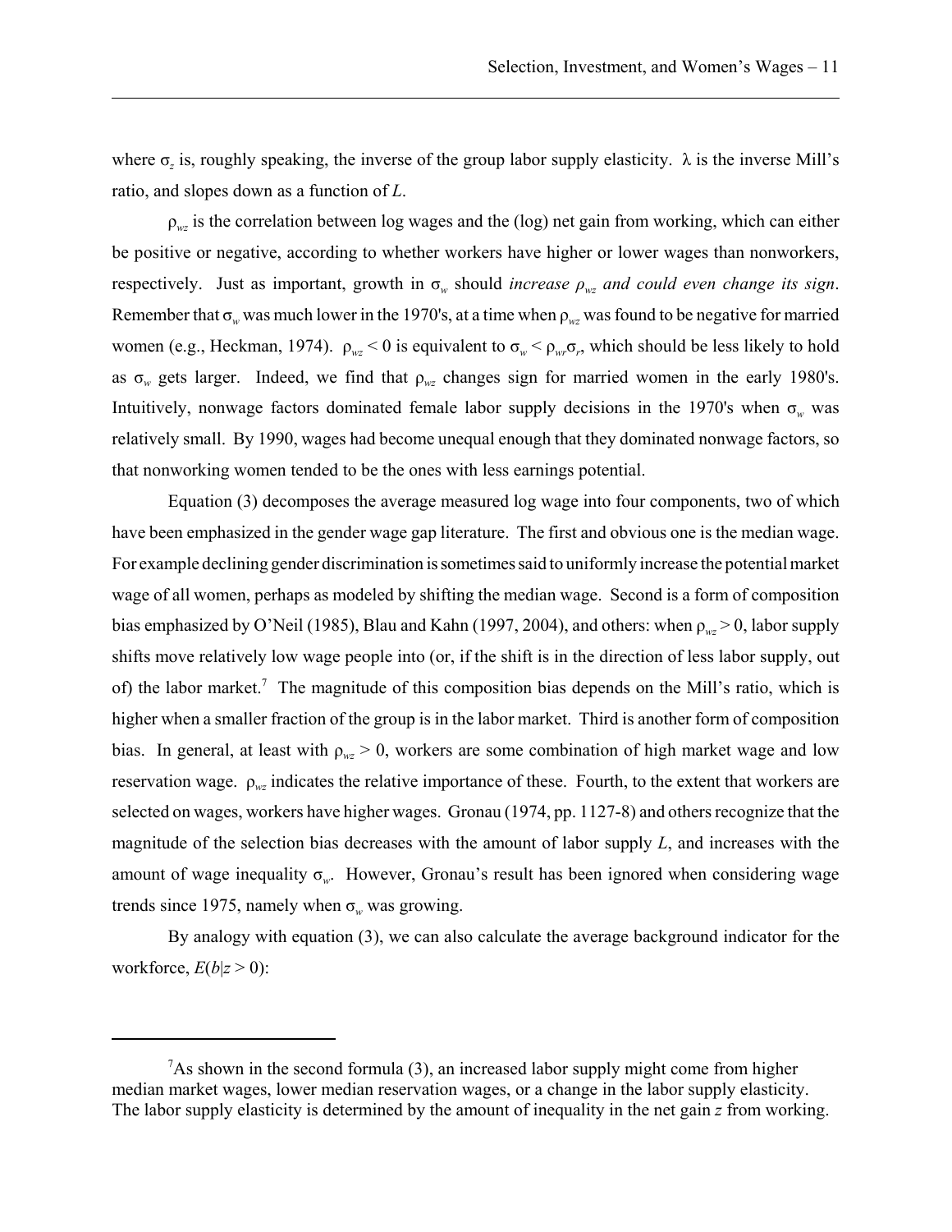where $\sigma_z$ is, roughly speaking, the inverse of the group labor supply elasticity. $\lambda$ is the inverse Mill's ratio, and slopes down as a function of $L$.

$\rho_{wz}$ is the correlation between log wages and the (log) net gain from working, which can either be positive or negative, according to whether workers have higher or lower wages than nonworkers, respectively. Just as important, growth in $\sigma_w$ should *increase $\rho_{wz}$ and could even change its sign*. Remember that $\sigma_w$ was much lower in the 1970's, at a time when $\rho_{wz}$ was found to be negative for married women (e.g., Heckman, 1974). $\rho_{wz} < 0$ is equivalent to $\sigma_w < \rho_{wr}\sigma_r$, which should be less likely to hold as $\sigma_w$ gets larger. Indeed, we find that $\rho_{wz}$ changes sign for married women in the early 1980's. Intuitively, nonwage factors dominated female labor supply decisions in the 1970's when $\sigma_w$ was relatively small. By 1990, wages had become unequal enough that they dominated nonwage factors, so that nonworking women tended to be the ones with less earnings potential.

Equation (3) decomposes the average measured log wage into four components, two of which have been emphasized in the gender wage gap literature. The first and obvious one is the median wage. For example declining gender discrimination is sometimes said to uniformly increase the potential market wage of all women, perhaps as modeled by shifting the median wage. Second is a form of composition bias emphasized by O'Neil (1985), Blau and Kahn (1997, 2004), and others: when $\rho_{wz} > 0$, labor supply shifts move relatively low wage people into (or, if the shift is in the direction of less labor supply, out of) the labor market.[7] The magnitude of this composition bias depends on the Mill's ratio, which is higher when a smaller fraction of the group is in the labor market. Third is another form of composition bias. In general, at least with $\rho_{wz} > 0$, workers are some combination of high market wage and low reservation wage. $\rho_{wz}$ indicates the relative importance of these. Fourth, to the extent that workers are selected on wages, workers have higher wages. Gronau (1974, pp. 1127-8) and others recognize that the magnitude of the selection bias decreases with the amount of labor supply $L$, and increases with the amount of wage inequality $\sigma_w$. However, Gronau's result has been ignored when considering wage trends since 1975, namely when $\sigma_w$ was growing.

By analogy with equation (3), we can also calculate the average background indicator for the workforce, $E(b|z > 0)$:

[7] As shown in the second formula (3), an increased labor supply might come from higher median market wages, lower median reservation wages, or a change in the labor supply elasticity. The labor supply elasticity is determined by the amount of inequality in the net gain $z$ from working.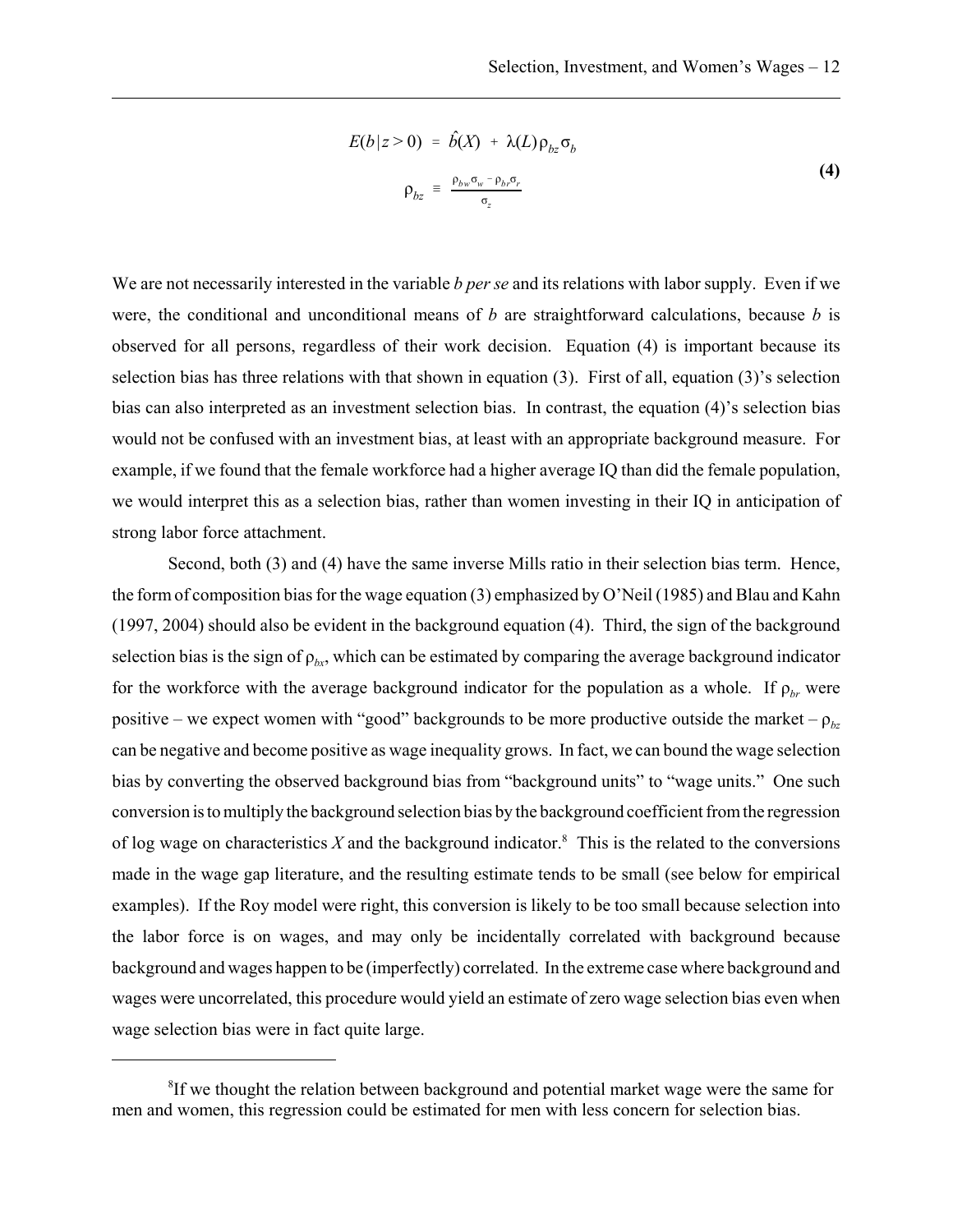$$E(b|z>0) = \hat{b}(X) + \lambda(L)\rho_{bz}\sigma_b$$

$$\rho_{bz} \equiv \frac{\rho_{bw}\sigma_w - \rho_{br}\sigma_r}{\sigma_z} \tag{4}$$

We are not necessarily interested in the variable *b per se* and its relations with labor supply. Even if we were, the conditional and unconditional means of *b* are straightforward calculations, because *b* is observed for all persons, regardless of their work decision. Equation (4) is important because its selection bias has three relations with that shown in equation (3). First of all, equation (3)'s selection bias can also interpreted as an investment selection bias. In contrast, the equation (4)'s selection bias would not be confused with an investment bias, at least with an appropriate background measure. For example, if we found that the female workforce had a higher average IQ than did the female population, we would interpret this as a selection bias, rather than women investing in their IQ in anticipation of strong labor force attachment.

Second, both (3) and (4) have the same inverse Mills ratio in their selection bias term. Hence, the form of composition bias for the wage equation (3) emphasized by O'Neil (1985) and Blau and Kahn (1997, 2004) should also be evident in the background equation (4). Third, the sign of the background selection bias is the sign of $\rho_{bx}$, which can be estimated by comparing the average background indicator for the workforce with the average background indicator for the population as a whole. If $\rho_{br}$ were positive – we expect women with "good" backgrounds to be more productive outside the market – $\rho_{bz}$ can be negative and become positive as wage inequality grows. In fact, we can bound the wage selection bias by converting the observed background bias from "background units" to "wage units." One such conversion is to multiply the background selection bias by the background coefficient from the regression of log wage on characteristics *X* and the background indicator.[8] This is the related to the conversions made in the wage gap literature, and the resulting estimate tends to be small (see below for empirical examples). If the Roy model were right, this conversion is likely to be too small because selection into the labor force is on wages, and may only be incidentally correlated with background because background and wages happen to be (imperfectly) correlated. In the extreme case where background and wages were uncorrelated, this procedure would yield an estimate of zero wage selection bias even when wage selection bias were in fact quite large.

---

[8]If we thought the relation between background and potential market wage were the same for men and women, this regression could be estimated for men with less concern for selection bias.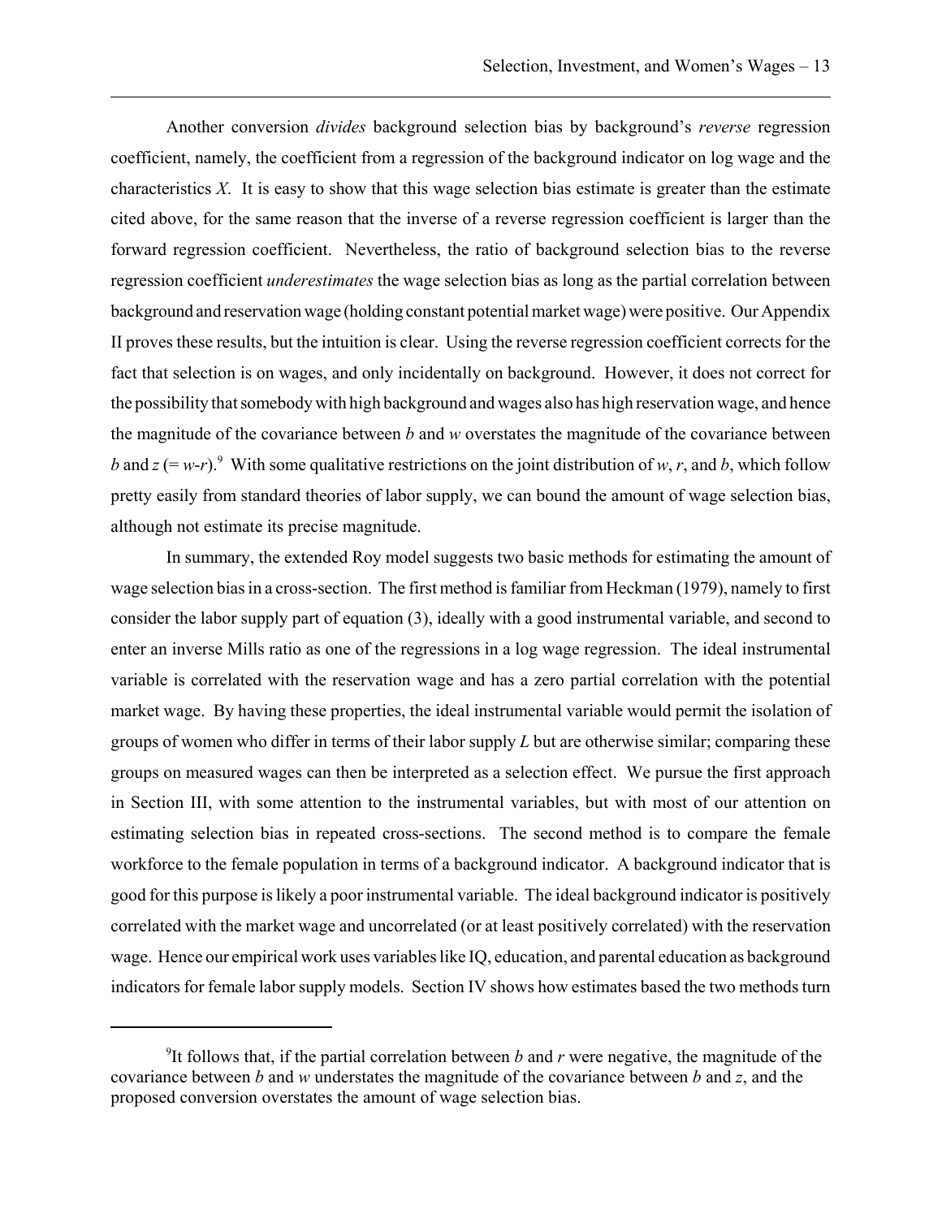Another conversion *divides* background selection bias by background's *reverse* regression coefficient, namely, the coefficient from a regression of the background indicator on log wage and the characteristics $X$. It is easy to show that this wage selection bias estimate is greater than the estimate cited above, for the same reason that the inverse of a reverse regression coefficient is larger than the forward regression coefficient. Nevertheless, the ratio of background selection bias to the reverse regression coefficient *underestimates* the wage selection bias as long as the partial correlation between background and reservation wage (holding constant potential market wage) were positive. Our Appendix II proves these results, but the intuition is clear. Using the reverse regression coefficient corrects for the fact that selection is on wages, and only incidentally on background. However, it does not correct for the possibility that somebody with high background and wages also has high reservation wage, and hence the magnitude of the covariance between $b$ and $w$ overstates the magnitude of the covariance between $b$ and $z$ (= $w$-$r$).[9] With some qualitative restrictions on the joint distribution of $w$, $r$, and $b$, which follow pretty easily from standard theories of labor supply, we can bound the amount of wage selection bias, although not estimate its precise magnitude.

In summary, the extended Roy model suggests two basic methods for estimating the amount of wage selection bias in a cross-section. The first method is familiar from Heckman (1979), namely to first consider the labor supply part of equation (3), ideally with a good instrumental variable, and second to enter an inverse Mills ratio as one of the regressions in a log wage regression. The ideal instrumental variable is correlated with the reservation wage and has a zero partial correlation with the potential market wage. By having these properties, the ideal instrumental variable would permit the isolation of groups of women who differ in terms of their labor supply $L$ but are otherwise similar; comparing these groups on measured wages can then be interpreted as a selection effect. We pursue the first approach in Section III, with some attention to the instrumental variables, but with most of our attention on estimating selection bias in repeated cross-sections. The second method is to compare the female workforce to the female population in terms of a background indicator. A background indicator that is good for this purpose is likely a poor instrumental variable. The ideal background indicator is positively correlated with the market wage and uncorrelated (or at least positively correlated) with the reservation wage. Hence our empirical work uses variables like IQ, education, and parental education as background indicators for female labor supply models. Section IV shows how estimates based the two methods turn

[9] It follows that, if the partial correlation between $b$ and $r$ were negative, the magnitude of the covariance between $b$ and $w$ understates the magnitude of the covariance between $b$ and $z$, and the proposed conversion overstates the amount of wage selection bias.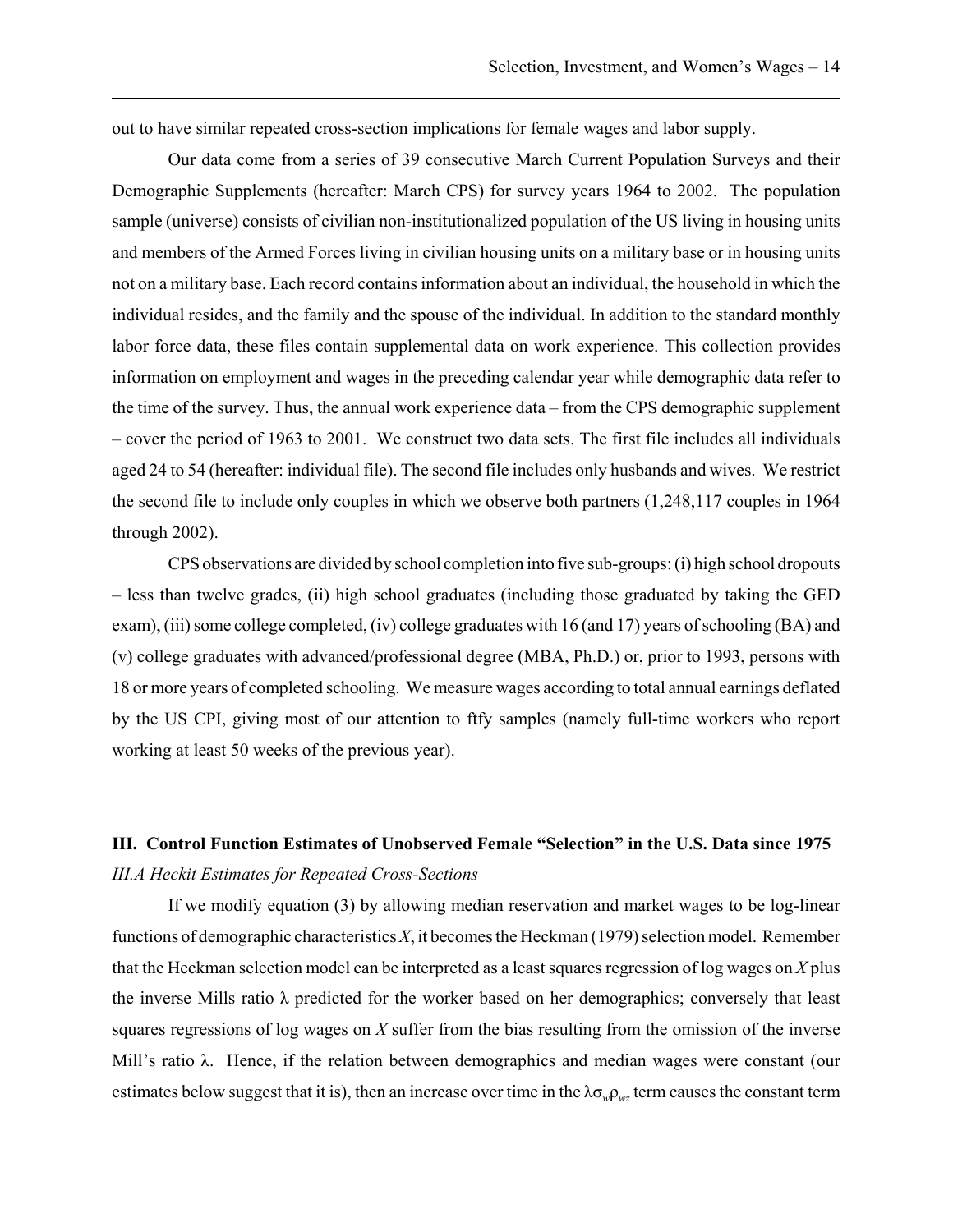out to have similar repeated cross-section implications for female wages and labor supply.

Our data come from a series of 39 consecutive March Current Population Surveys and their Demographic Supplements (hereafter: March CPS) for survey years 1964 to 2002. The population sample (universe) consists of civilian non-institutionalized population of the US living in housing units and members of the Armed Forces living in civilian housing units on a military base or in housing units not on a military base. Each record contains information about an individual, the household in which the individual resides, and the family and the spouse of the individual. In addition to the standard monthly labor force data, these files contain supplemental data on work experience. This collection provides information on employment and wages in the preceding calendar year while demographic data refer to the time of the survey. Thus, the annual work experience data – from the CPS demographic supplement – cover the period of 1963 to 2001. We construct two data sets. The first file includes all individuals aged 24 to 54 (hereafter: individual file). The second file includes only husbands and wives. We restrict the second file to include only couples in which we observe both partners (1,248,117 couples in 1964 through 2002).

CPS observations are divided by school completion into five sub-groups: (i) high school dropouts – less than twelve grades, (ii) high school graduates (including those graduated by taking the GED exam), (iii) some college completed, (iv) college graduates with 16 (and 17) years of schooling (BA) and (v) college graduates with advanced/professional degree (MBA, Ph.D.) or, prior to 1993, persons with 18 or more years of completed schooling. We measure wages according to total annual earnings deflated by the US CPI, giving most of our attention to ftfy samples (namely full-time workers who report working at least 50 weeks of the previous year).

## III. Control Function Estimates of Unobserved Female "Selection" in the U.S. Data since 1975

### *III.A Heckit Estimates for Repeated Cross-Sections*

If we modify equation (3) by allowing median reservation and market wages to be log-linear functions of demographic characteristics $X$, it becomes the Heckman (1979) selection model. Remember that the Heckman selection model can be interpreted as a least squares regression of log wages on $X$ plus the inverse Mills ratio $\lambda$ predicted for the worker based on her demographics; conversely that least squares regressions of log wages on $X$ suffer from the bias resulting from the omission of the inverse Mill's ratio $\lambda$. Hence, if the relation between demographics and median wages were constant (our estimates below suggest that it is), then an increase over time in the $\lambda\sigma_w\rho_{wz}$ term causes the constant term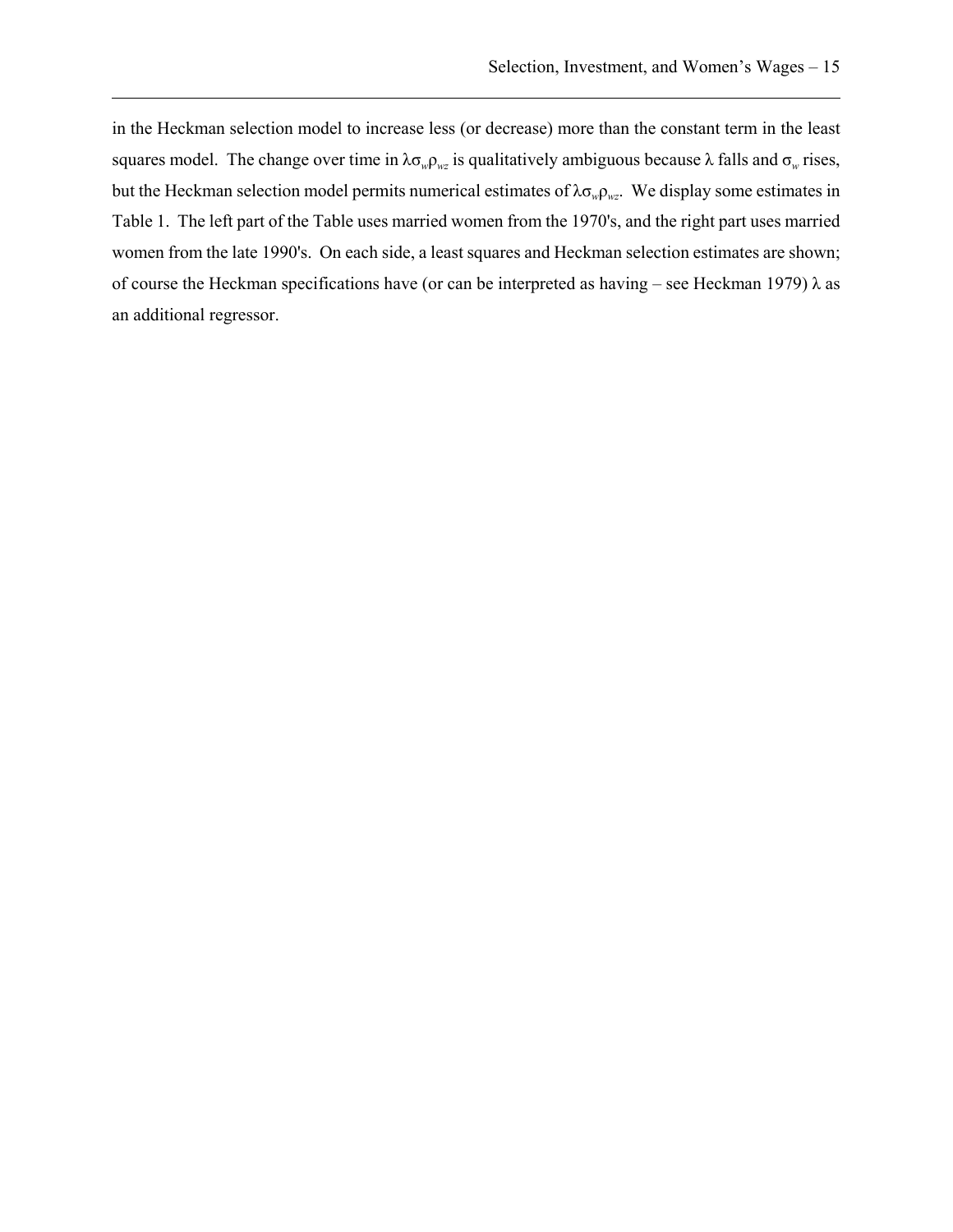in the Heckman selection model to increase less (or decrease) more than the constant term in the least squares model. The change over time in $\lambda\sigma_w\rho_{wz}$ is qualitatively ambiguous because $\lambda$ falls and $\sigma_w$ rises, but the Heckman selection model permits numerical estimates of $\lambda\sigma_w\rho_{wz}$. We display some estimates in Table 1. The left part of the Table uses married women from the 1970's, and the right part uses married women from the late 1990's. On each side, a least squares and Heckman selection estimates are shown; of course the Heckman specifications have (or can be interpreted as having – see Heckman 1979) $\lambda$ as an additional regressor.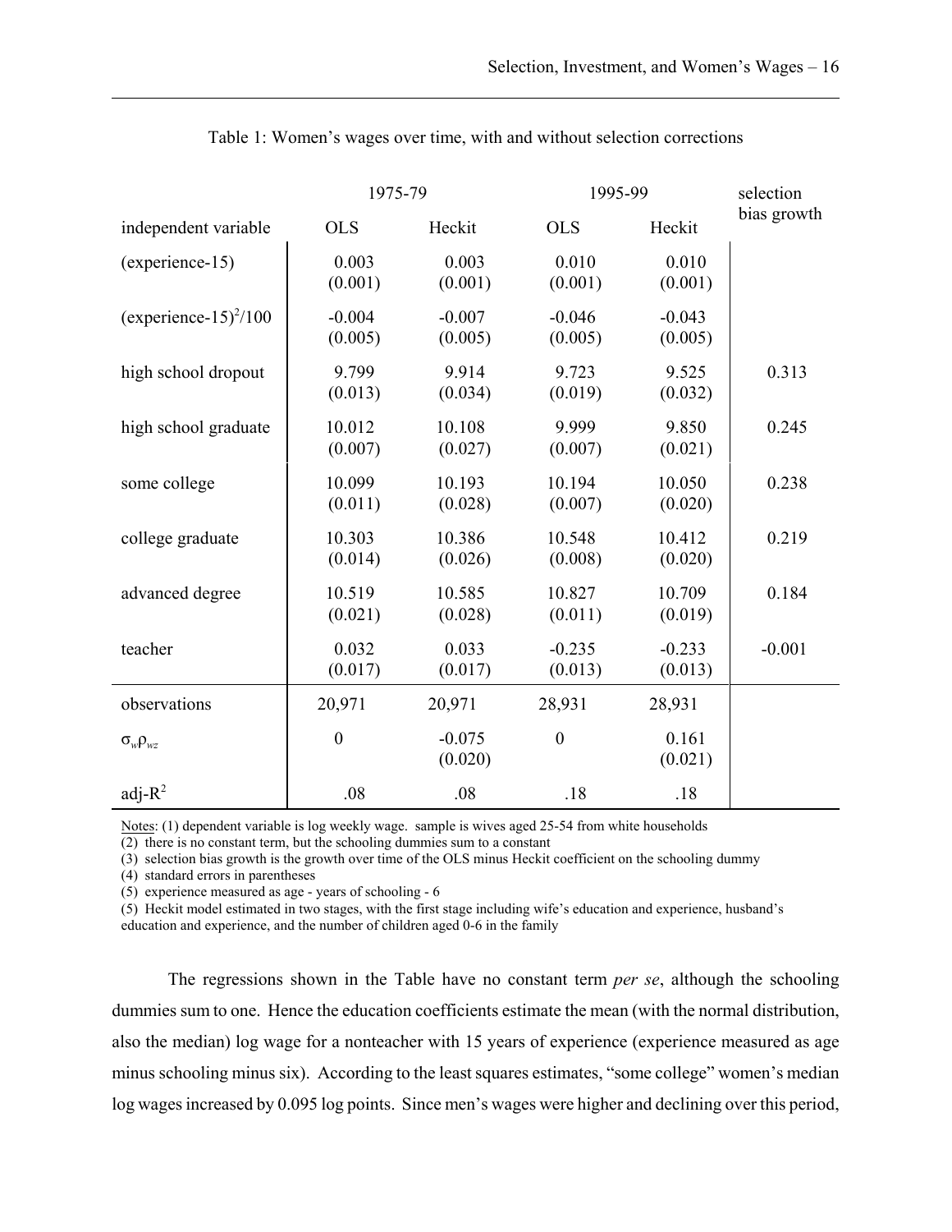Table 1: Women's wages over time, with and without selection corrections

| | 1975-79 | | 1995-99 | | selection bias growth |
|---|---|---|---|---|---|
| independent variable | OLS | Heckit | OLS | Heckit | |
| (experience-15) | 0.003<br>(0.001) | 0.003<br>(0.001) | 0.010<br>(0.001) | 0.010<br>(0.001) | |
| $(\text{experience-15})^2/100$ | -0.004<br>(0.005) | -0.007<br>(0.005) | -0.046<br>(0.005) | -0.043<br>(0.005) | |
| high school dropout | 9.799<br>(0.013) | 9.914<br>(0.034) | 9.723<br>(0.019) | 9.525<br>(0.032) | 0.313 |
| high school graduate | 10.012<br>(0.007) | 10.108<br>(0.027) | 9.999<br>(0.007) | 9.850<br>(0.021) | 0.245 |
| some college | 10.099<br>(0.011) | 10.193<br>(0.028) | 10.194<br>(0.007) | 10.050<br>(0.020) | 0.238 |
| college graduate | 10.303<br>(0.014) | 10.386<br>(0.026) | 10.548<br>(0.008) | 10.412<br>(0.020) | 0.219 |
| advanced degree | 10.519<br>(0.021) | 10.585<br>(0.028) | 10.827<br>(0.011) | 10.709<br>(0.019) | 0.184 |
| teacher | 0.032<br>(0.017) | 0.033<br>(0.017) | -0.235<br>(0.013) | -0.233<br>(0.013) | -0.001 |
| observations | 20,971 | 20,971 | 28,931 | 28,931 | |
| $\sigma_w \rho_{wz}$ | 0 | -0.075<br>(0.020) | 0 | 0.161<br>(0.021) | |
| adj-$R^2$ | .08 | .08 | .18 | .18 | |

Notes: (1) dependent variable is log weekly wage. sample is wives aged 25-54 from white households
(2) there is no constant term, but the schooling dummies sum to a constant
(3) selection bias growth is the growth over time of the OLS minus Heckit coefficient on the schooling dummy
(4) standard errors in parentheses
(5) experience measured as age - years of schooling - 6
(5) Heckit model estimated in two stages, with the first stage including wife's education and experience, husband's education and experience, and the number of children aged 0-6 in the family

The regressions shown in the Table have no constant term *per se*, although the schooling dummies sum to one. Hence the education coefficients estimate the mean (with the normal distribution, also the median) log wage for a nonteacher with 15 years of experience (experience measured as age minus schooling minus six). According to the least squares estimates, "some college" women's median log wages increased by 0.095 log points. Since men's wages were higher and declining over this period,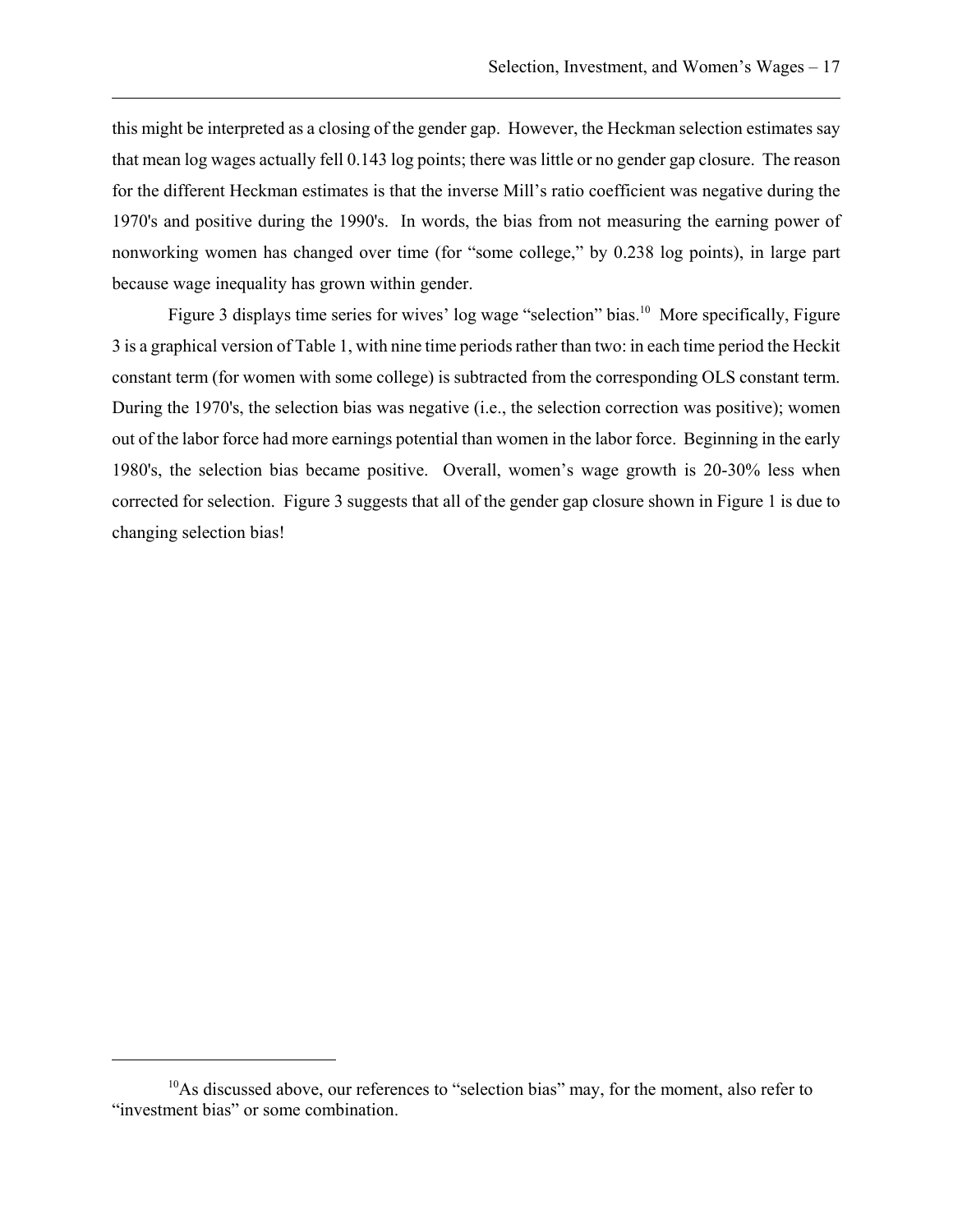this might be interpreted as a closing of the gender gap. However, the Heckman selection estimates say that mean log wages actually fell 0.143 log points; there was little or no gender gap closure. The reason for the different Heckman estimates is that the inverse Mill's ratio coefficient was negative during the 1970's and positive during the 1990's. In words, the bias from not measuring the earning power of nonworking women has changed over time (for "some college," by 0.238 log points), in large part because wage inequality has grown within gender.

Figure 3 displays time series for wives' log wage "selection" bias.[10] More specifically, Figure 3 is a graphical version of Table 1, with nine time periods rather than two: in each time period the Heckit constant term (for women with some college) is subtracted from the corresponding OLS constant term. During the 1970's, the selection bias was negative (i.e., the selection correction was positive); women out of the labor force had more earnings potential than women in the labor force. Beginning in the early 1980's, the selection bias became positive. Overall, women's wage growth is 20-30% less when corrected for selection. Figure 3 suggests that all of the gender gap closure shown in Figure 1 is due to changing selection bias!

[10] As discussed above, our references to "selection bias" may, for the moment, also refer to "investment bias" or some combination.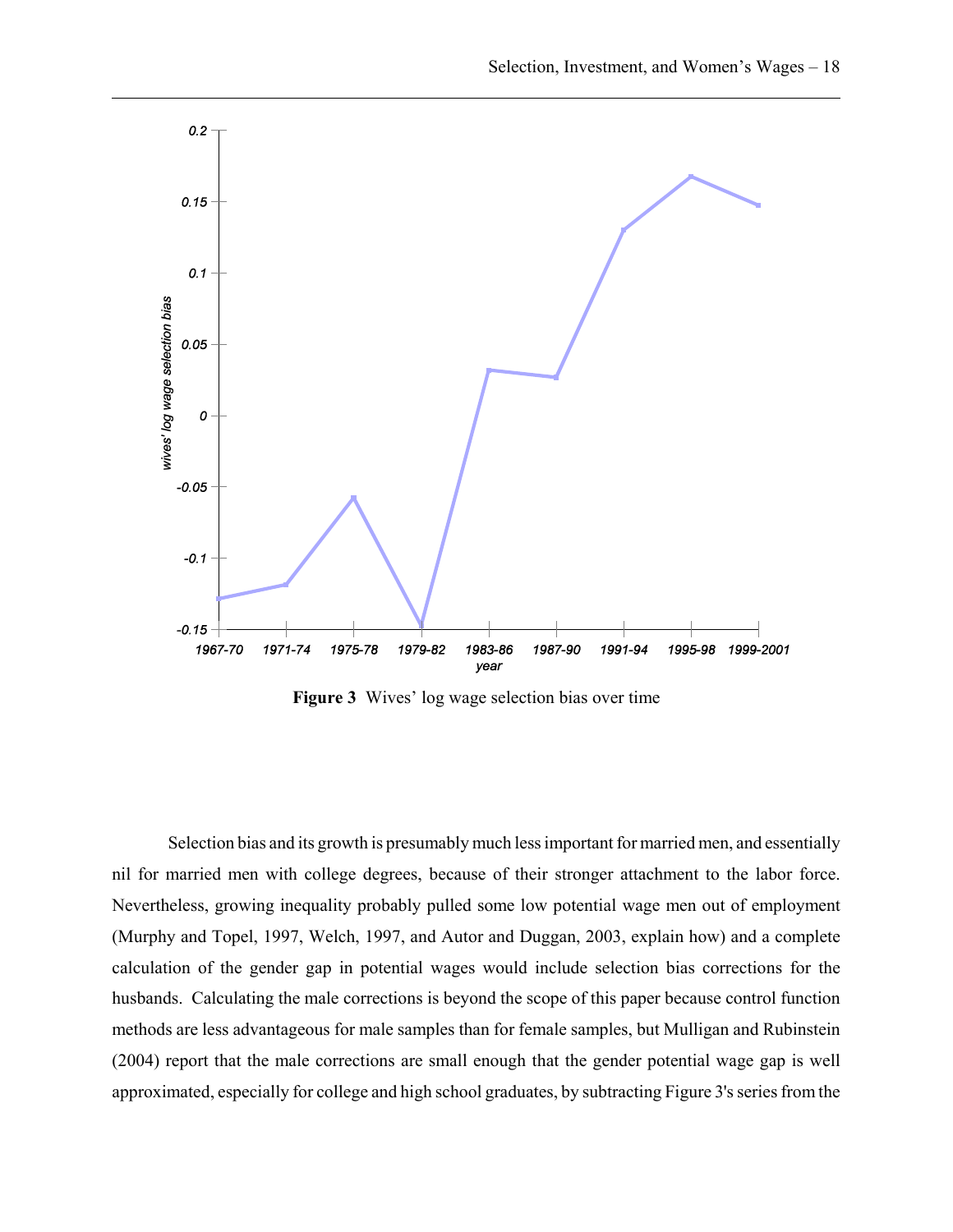**Figure 3** Wives' log wage selection bias over time

Selection bias and its growth is presumably much less important for married men, and essentially nil for married men with college degrees, because of their stronger attachment to the labor force. Nevertheless, growing inequality probably pulled some low potential wage men out of employment (Murphy and Topel, 1997, Welch, 1997, and Autor and Duggan, 2003, explain how) and a complete calculation of the gender gap in potential wages would include selection bias corrections for the husbands. Calculating the male corrections is beyond the scope of this paper because control function methods are less advantageous for male samples than for female samples, but Mulligan and Rubinstein (2004) report that the male corrections are small enough that the gender potential wage gap is well approximated, especially for college and high school graduates, by subtracting Figure 3's series from the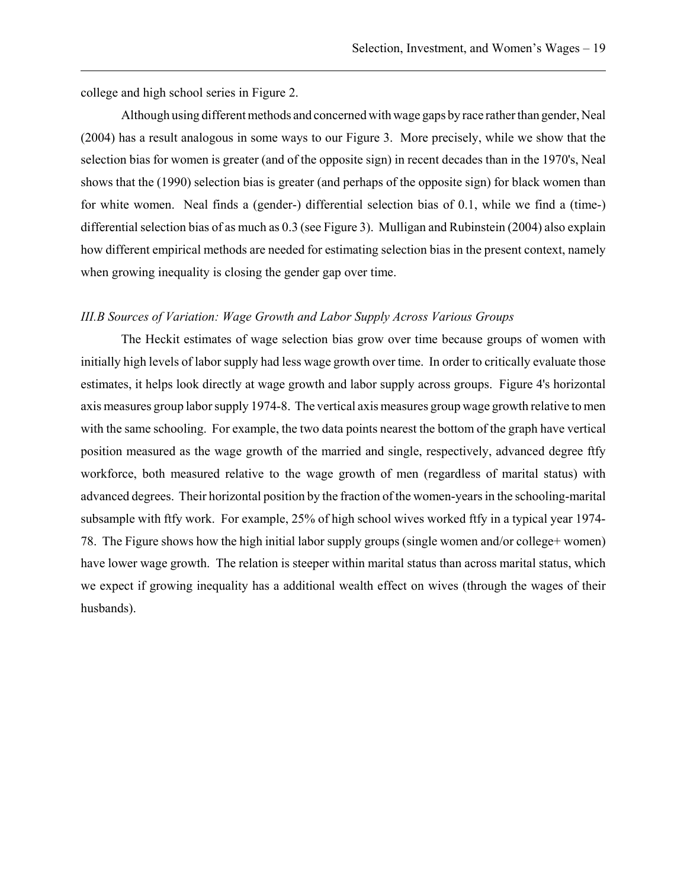college and high school series in Figure 2.

Although using different methods and concerned with wage gaps by race rather than gender, Neal (2004) has a result analogous in some ways to our Figure 3. More precisely, while we show that the selection bias for women is greater (and of the opposite sign) in recent decades than in the 1970's, Neal shows that the (1990) selection bias is greater (and perhaps of the opposite sign) for black women than for white women. Neal finds a (gender-) differential selection bias of 0.1, while we find a (time-) differential selection bias of as much as 0.3 (see Figure 3). Mulligan and Rubinstein (2004) also explain how different empirical methods are needed for estimating selection bias in the present context, namely when growing inequality is closing the gender gap over time.

### *III.B Sources of Variation: Wage Growth and Labor Supply Across Various Groups*

The Heckit estimates of wage selection bias grow over time because groups of women with initially high levels of labor supply had less wage growth over time. In order to critically evaluate those estimates, it helps look directly at wage growth and labor supply across groups. Figure 4's horizontal axis measures group labor supply 1974-8. The vertical axis measures group wage growth relative to men with the same schooling. For example, the two data points nearest the bottom of the graph have vertical position measured as the wage growth of the married and single, respectively, advanced degree ftfy workforce, both measured relative to the wage growth of men (regardless of marital status) with advanced degrees. Their horizontal position by the fraction of the women-years in the schooling-marital subsample with ftfy work. For example, 25% of high school wives worked ftfy in a typical year 1974-78. The Figure shows how the high initial labor supply groups (single women and/or college+ women) have lower wage growth. The relation is steeper within marital status than across marital status, which we expect if growing inequality has a additional wealth effect on wives (through the wages of their husbands).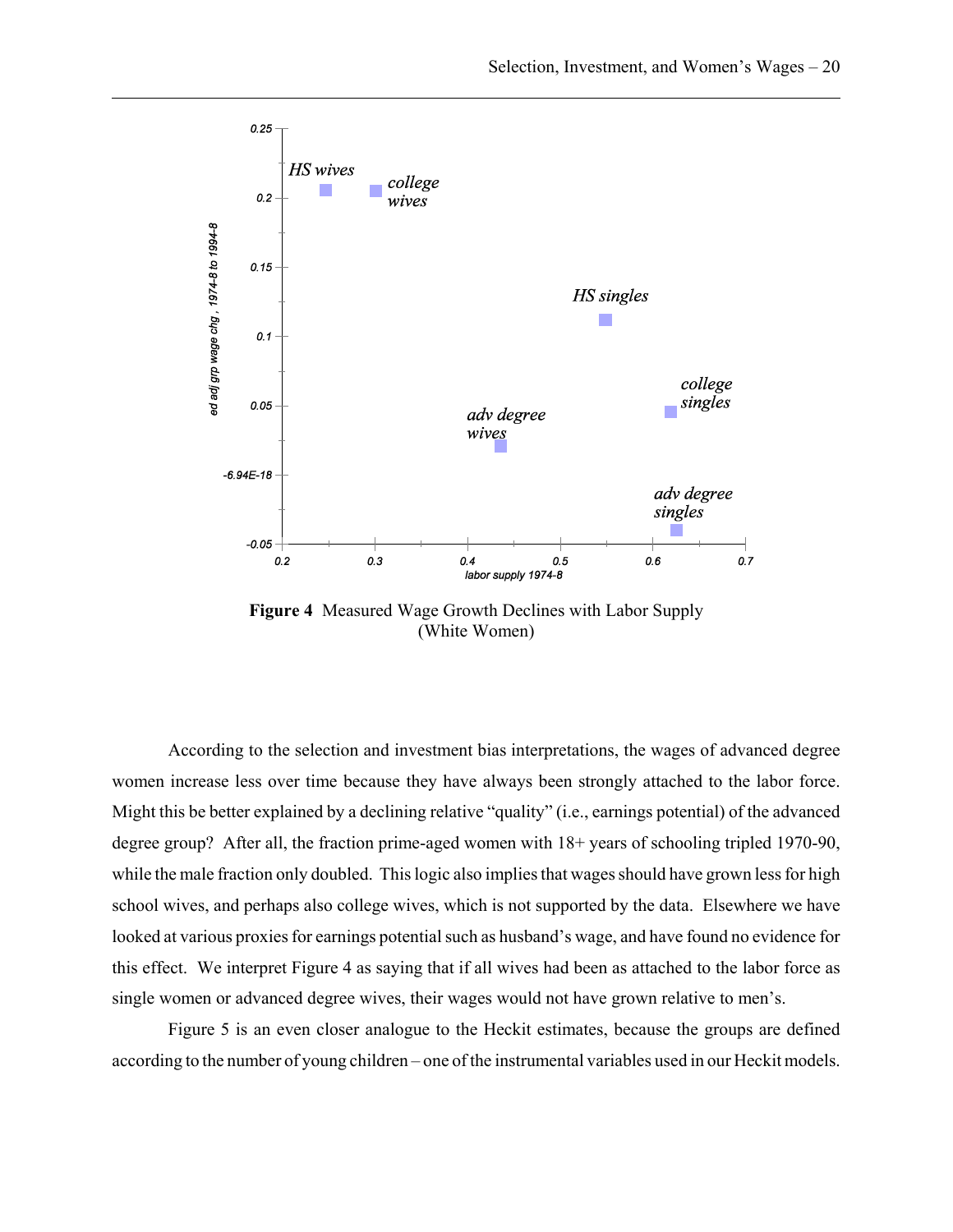**Figure 4** Measured Wage Growth Declines with Labor Supply (White Women)

According to the selection and investment bias interpretations, the wages of advanced degree women increase less over time because they have always been strongly attached to the labor force. Might this be better explained by a declining relative "quality" (i.e., earnings potential) of the advanced degree group? After all, the fraction prime-aged women with 18+ years of schooling tripled 1970-90, while the male fraction only doubled. This logic also implies that wages should have grown less for high school wives, and perhaps also college wives, which is not supported by the data. Elsewhere we have looked at various proxies for earnings potential such as husband's wage, and have found no evidence for this effect. We interpret Figure 4 as saying that if all wives had been as attached to the labor force as single women or advanced degree wives, their wages would not have grown relative to men's.

Figure 5 is an even closer analogue to the Heckit estimates, because the groups are defined according to the number of young children – one of the instrumental variables used in our Heckit models.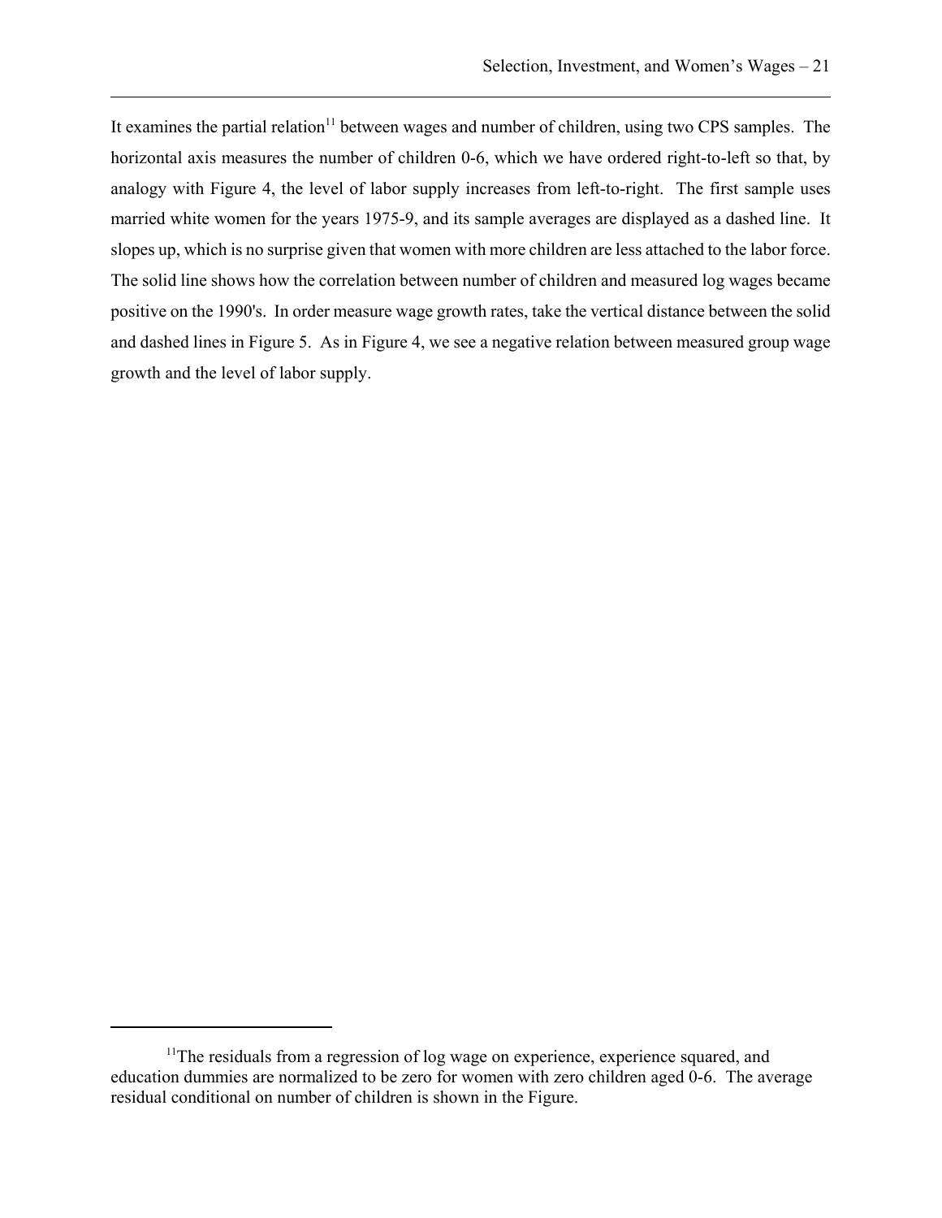It examines the partial relation[11] between wages and number of children, using two CPS samples. The horizontal axis measures the number of children 0-6, which we have ordered right-to-left so that, by analogy with Figure 4, the level of labor supply increases from left-to-right. The first sample uses married white women for the years 1975-9, and its sample averages are displayed as a dashed line. It slopes up, which is no surprise given that women with more children are less attached to the labor force. The solid line shows how the correlation between number of children and measured log wages became positive on the 1990's. In order measure wage growth rates, take the vertical distance between the solid and dashed lines in Figure 5. As in Figure 4, we see a negative relation between measured group wage growth and the level of labor supply.

[11]The residuals from a regression of log wage on experience, experience squared, and education dummies are normalized to be zero for women with zero children aged 0-6. The average residual conditional on number of children is shown in the Figure.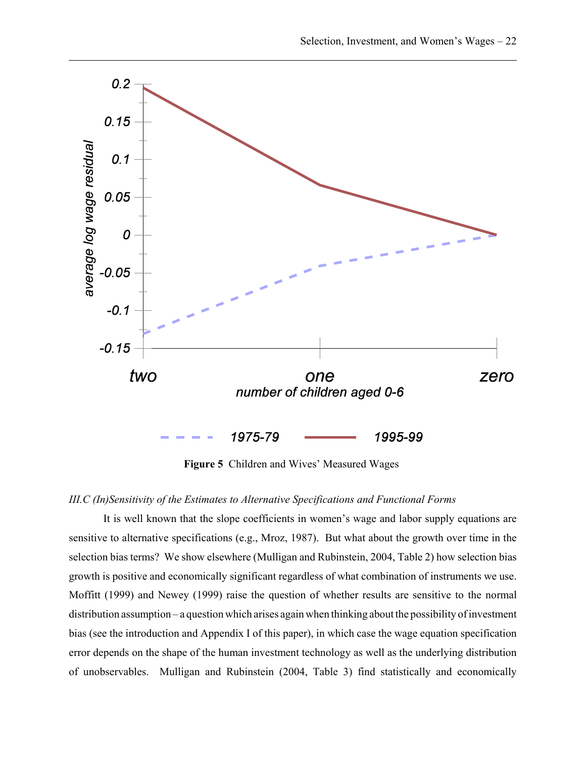**Figure 5** Children and Wives' Measured Wages

*III.C (In)Sensitivity of the Estimates to Alternative Specifications and Functional Forms*

It is well known that the slope coefficients in women's wage and labor supply equations are sensitive to alternative specifications (e.g., Mroz, 1987). But what about the growth over time in the selection bias terms? We show elsewhere (Mulligan and Rubinstein, 2004, Table 2) how selection bias growth is positive and economically significant regardless of what combination of instruments we use. Moffitt (1999) and Newey (1999) raise the question of whether results are sensitive to the normal distribution assumption – a question which arises again when thinking about the possibility of investment bias (see the introduction and Appendix I of this paper), in which case the wage equation specification error depends on the shape of the human investment technology as well as the underlying distribution of unobservables. Mulligan and Rubinstein (2004, Table 3) find statistically and economically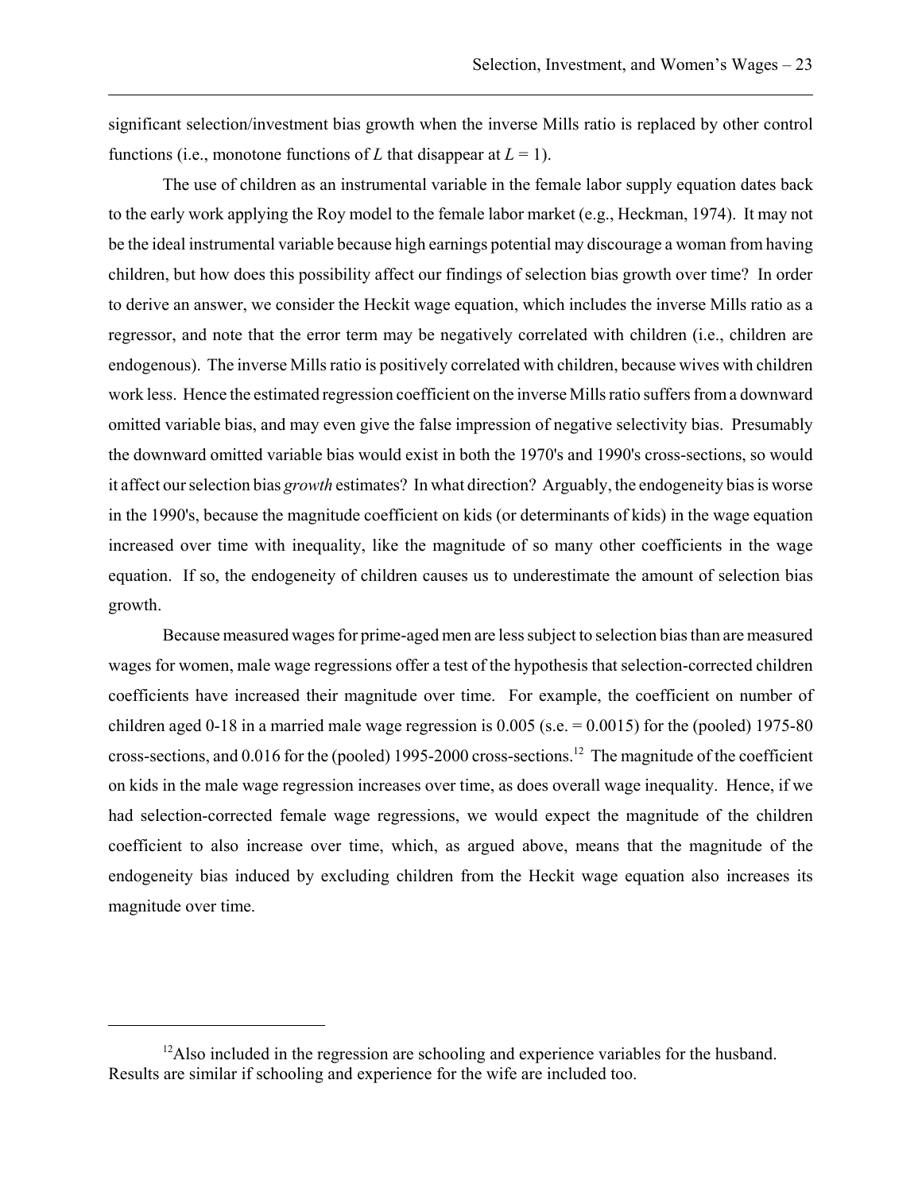significant selection/investment bias growth when the inverse Mills ratio is replaced by other control functions (i.e., monotone functions of $L$ that disappear at $L = 1$).

The use of children as an instrumental variable in the female labor supply equation dates back to the early work applying the Roy model to the female labor market (e.g., Heckman, 1974). It may not be the ideal instrumental variable because high earnings potential may discourage a woman from having children, but how does this possibility affect our findings of selection bias growth over time? In order to derive an answer, we consider the Heckit wage equation, which includes the inverse Mills ratio as a regressor, and note that the error term may be negatively correlated with children (i.e., children are endogenous). The inverse Mills ratio is positively correlated with children, because wives with children work less. Hence the estimated regression coefficient on the inverse Mills ratio suffers from a downward omitted variable bias, and may even give the false impression of negative selectivity bias. Presumably the downward omitted variable bias would exist in both the 1970's and 1990's cross-sections, so would it affect our selection bias *growth* estimates? In what direction? Arguably, the endogeneity bias is worse in the 1990's, because the magnitude coefficient on kids (or determinants of kids) in the wage equation increased over time with inequality, like the magnitude of so many other coefficients in the wage equation. If so, the endogeneity of children causes us to underestimate the amount of selection bias growth.

Because measured wages for prime-aged men are less subject to selection bias than are measured wages for women, male wage regressions offer a test of the hypothesis that selection-corrected children coefficients have increased their magnitude over time. For example, the coefficient on number of children aged 0-18 in a married male wage regression is 0.005 (s.e. = 0.0015) for the (pooled) 1975-80 cross-sections, and 0.016 for the (pooled) 1995-2000 cross-sections.[12] The magnitude of the coefficient on kids in the male wage regression increases over time, as does overall wage inequality. Hence, if we had selection-corrected female wage regressions, we would expect the magnitude of the children coefficient to also increase over time, which, as argued above, means that the magnitude of the endogeneity bias induced by excluding children from the Heckit wage equation also increases its magnitude over time.

---

[12] Also included in the regression are schooling and experience variables for the husband. Results are similar if schooling and experience for the wife are included too.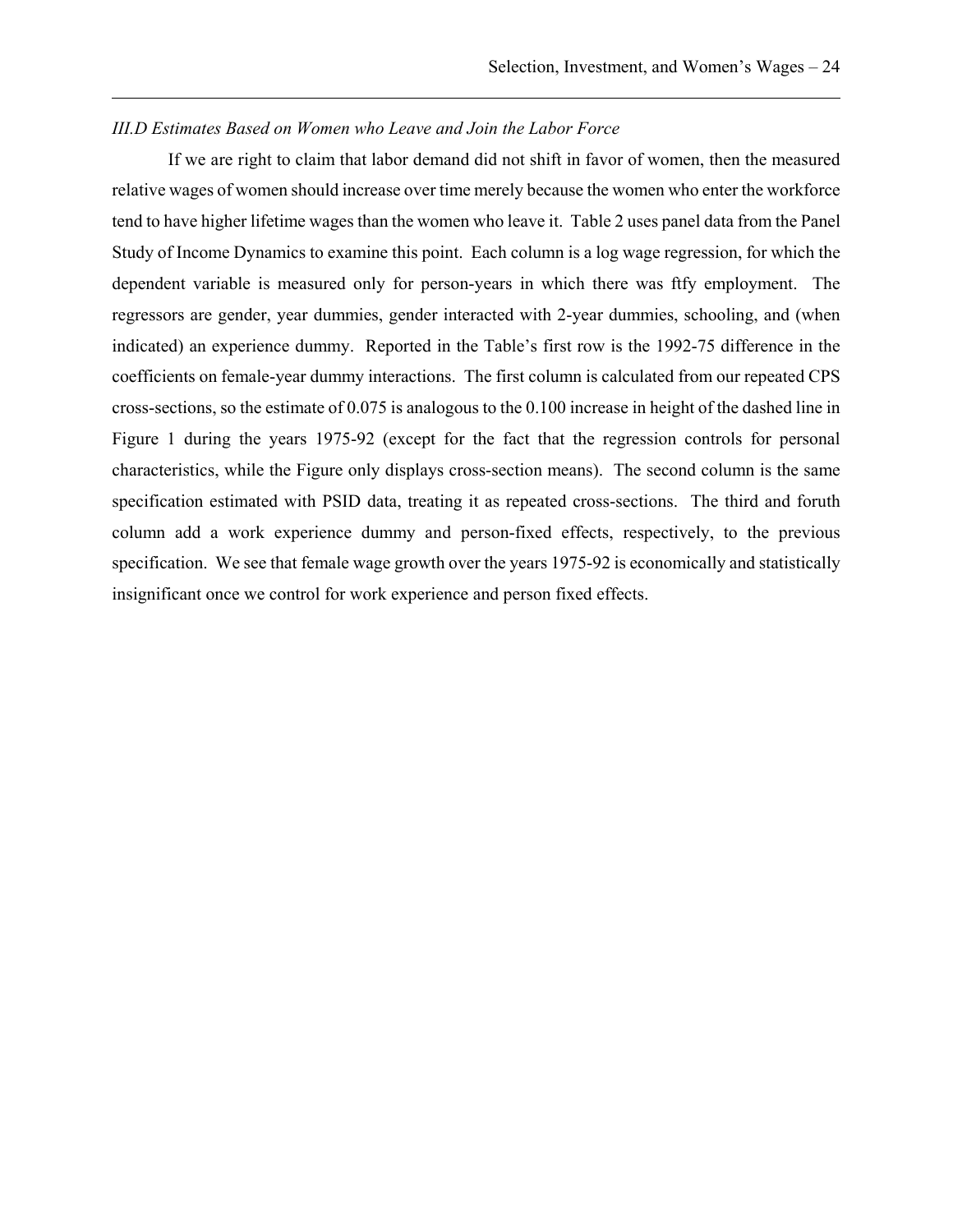### *III.D Estimates Based on Women who Leave and Join the Labor Force*

If we are right to claim that labor demand did not shift in favor of women, then the measured relative wages of women should increase over time merely because the women who enter the workforce tend to have higher lifetime wages than the women who leave it. Table 2 uses panel data from the Panel Study of Income Dynamics to examine this point. Each column is a log wage regression, for which the dependent variable is measured only for person-years in which there was ftfy employment. The regressors are gender, year dummies, gender interacted with 2-year dummies, schooling, and (when indicated) an experience dummy. Reported in the Table's first row is the 1992-75 difference in the coefficients on female-year dummy interactions. The first column is calculated from our repeated CPS cross-sections, so the estimate of 0.075 is analogous to the 0.100 increase in height of the dashed line in Figure 1 during the years 1975-92 (except for the fact that the regression controls for personal characteristics, while the Figure only displays cross-section means). The second column is the same specification estimated with PSID data, treating it as repeated cross-sections. The third and foruth column add a work experience dummy and person-fixed effects, respectively, to the previous specification. We see that female wage growth over the years 1975-92 is economically and statistically insignificant once we control for work experience and person fixed effects.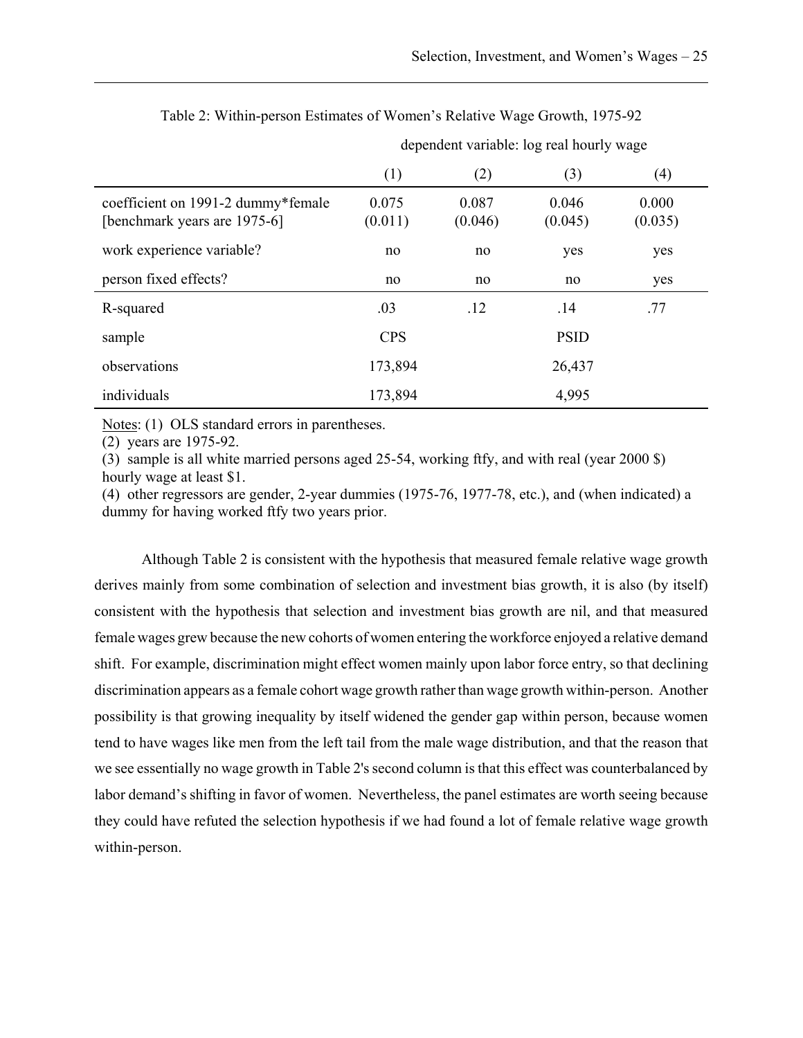Table 2: Within-person Estimates of Women's Relative Wage Growth, 1975-92

| | dependent variable: log real hourly wage | | | |
|---|---|---|---|---|
| | (1) | (2) | (3) | (4) |
| coefficient on 1991-2 dummy*female [benchmark years are 1975-6] | 0.075 (0.011) | 0.087 (0.046) | 0.046 (0.045) | 0.000 (0.035) |
| work experience variable? | no | no | yes | yes |
| person fixed effects? | no | no | no | yes |
| R-squared | .03 | .12 | .14 | .77 |
| sample | CPS | | PSID | |
| observations | 173,894 | | 26,437 | |
| individuals | 173,894 | | 4,995 | |

Notes: (1) OLS standard errors in parentheses.
(2) years are 1975-92.
(3) sample is all white married persons aged 25-54, working ftfy, and with real (year 2000 $) hourly wage at least $1.
(4) other regressors are gender, 2-year dummies (1975-76, 1977-78, etc.), and (when indicated) a dummy for having worked ftfy two years prior.

Although Table 2 is consistent with the hypothesis that measured female relative wage growth derives mainly from some combination of selection and investment bias growth, it is also (by itself) consistent with the hypothesis that selection and investment bias growth are nil, and that measured female wages grew because the new cohorts of women entering the workforce enjoyed a relative demand shift. For example, discrimination might effect women mainly upon labor force entry, so that declining discrimination appears as a female cohort wage growth rather than wage growth within-person. Another possibility is that growing inequality by itself widened the gender gap within person, because women tend to have wages like men from the left tail from the male wage distribution, and that the reason that we see essentially no wage growth in Table 2's second column is that this effect was counterbalanced by labor demand's shifting in favor of women. Nevertheless, the panel estimates are worth seeing because they could have refuted the selection hypothesis if we had found a lot of female relative wage growth within-person.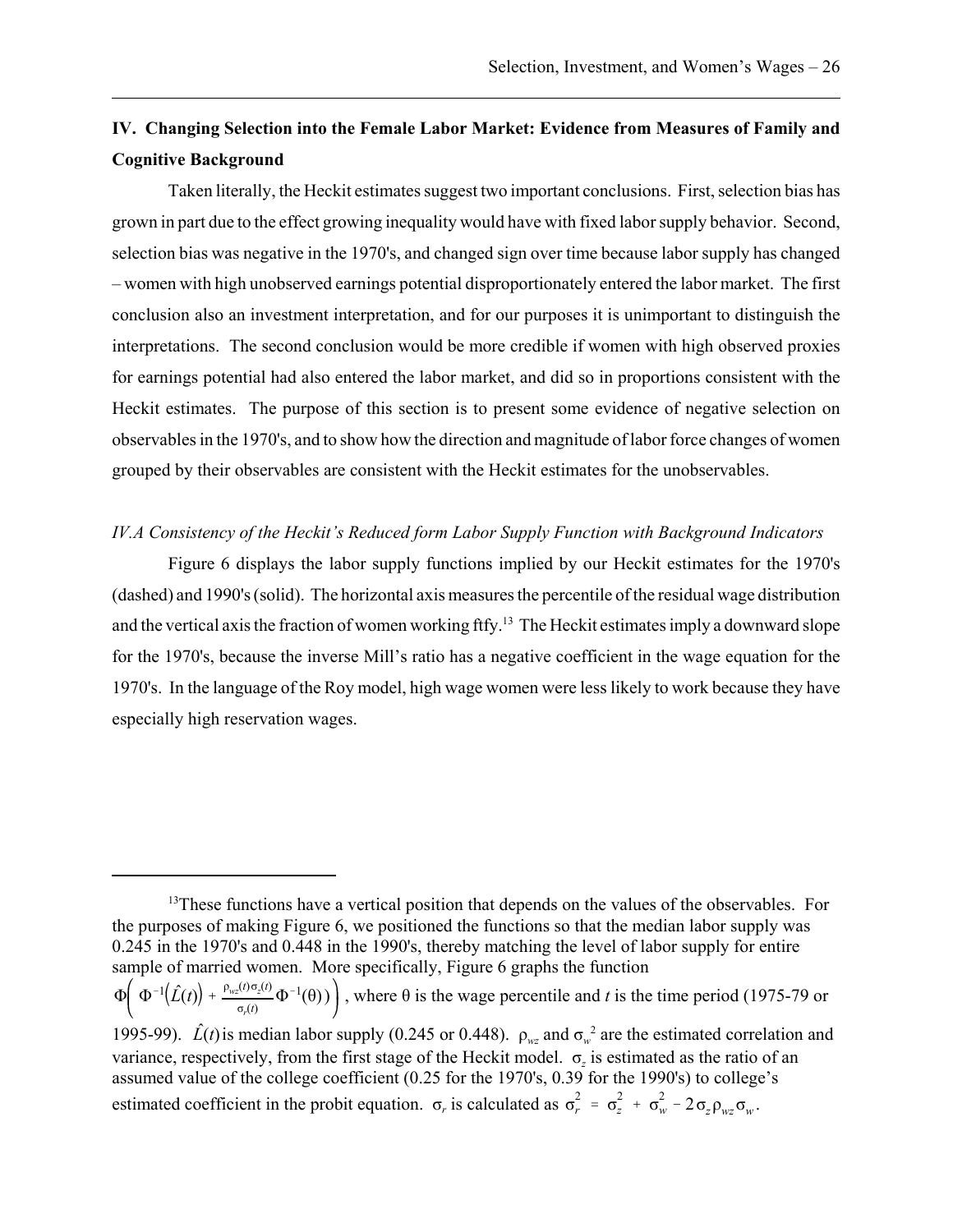## IV. Changing Selection into the Female Labor Market: Evidence from Measures of Family and Cognitive Background

Taken literally, the Heckit estimates suggest two important conclusions. First, selection bias has grown in part due to the effect growing inequality would have with fixed labor supply behavior. Second, selection bias was negative in the 1970's, and changed sign over time because labor supply has changed – women with high unobserved earnings potential disproportionately entered the labor market. The first conclusion also an investment interpretation, and for our purposes it is unimportant to distinguish the interpretations. The second conclusion would be more credible if women with high observed proxies for earnings potential had also entered the labor market, and did so in proportions consistent with the Heckit estimates. The purpose of this section is to present some evidence of negative selection on observables in the 1970's, and to show how the direction and magnitude of labor force changes of women grouped by their observables are consistent with the Heckit estimates for the unobservables.

### *IV.A Consistency of the Heckit's Reduced form Labor Supply Function with Background Indicators*

Figure 6 displays the labor supply functions implied by our Heckit estimates for the 1970's (dashed) and 1990's (solid). The horizontal axis measures the percentile of the residual wage distribution and the vertical axis the fraction of women working ftfy.[13] The Heckit estimates imply a downward slope for the 1970's, because the inverse Mill's ratio has a negative coefficient in the wage equation for the 1970's. In the language of the Roy model, high wage women were less likely to work because they have especially high reservation wages.

---

[13]These functions have a vertical position that depends on the values of the observables. For the purposes of making Figure 6, we positioned the functions so that the median labor supply was 0.245 in the 1970's and 0.448 in the 1990's, thereby matching the level of labor supply for entire sample of married women. More specifically, Figure 6 graphs the function $\Phi\left( \Phi^{-1}\left(\hat{L}(t)\right) + \frac{\rho_{wz}(t)\sigma_z(t)}{\sigma_r(t)} \Phi^{-1}(\theta) \right)$, where $\theta$ is the wage percentile and $t$ is the time period (1975-79 or 1995-99). $\hat{L}(t)$ is median labor supply (0.245 or 0.448). $\rho_{wz}$ and $\sigma_w^2$ are the estimated correlation and variance, respectively, from the first stage of the Heckit model. $\sigma_z$ is estimated as the ratio of an assumed value of the college coefficient (0.25 for the 1970's, 0.39 for the 1990's) to college's estimated coefficient in the probit equation. $\sigma_r$ is calculated as $\sigma_r^2 = \sigma_z^2 + \sigma_w^2 - 2\sigma_z\rho_{wz}\sigma_w$.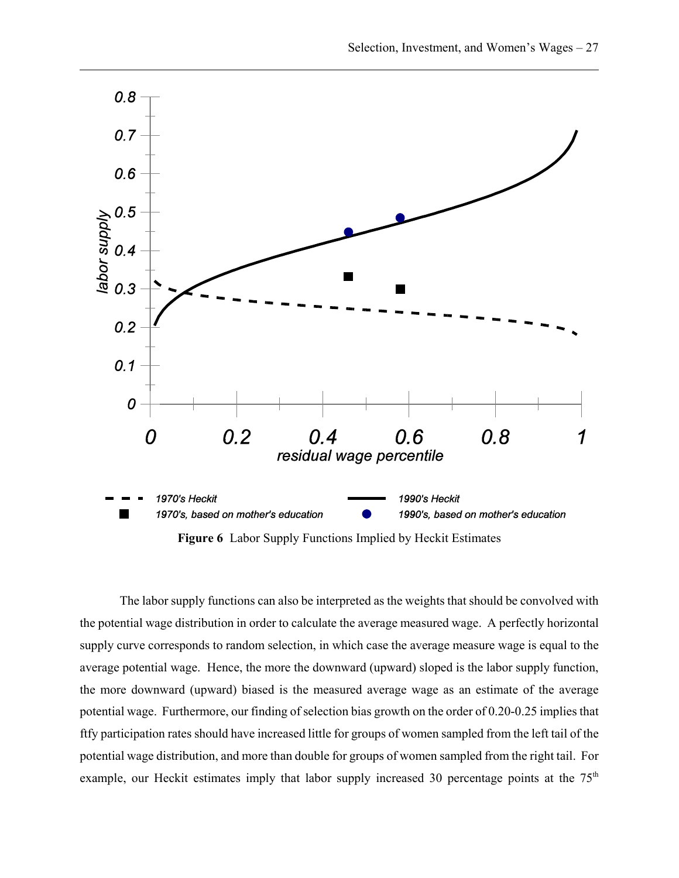**Figure 6** Labor Supply Functions Implied by Heckit Estimates

The labor supply functions can also be interpreted as the weights that should be convolved with the potential wage distribution in order to calculate the average measured wage. A perfectly horizontal supply curve corresponds to random selection, in which case the average measure wage is equal to the average potential wage. Hence, the more the downward (upward) sloped is the labor supply function, the more downward (upward) biased is the measured average wage as an estimate of the average potential wage. Furthermore, our finding of selection bias growth on the order of 0.20-0.25 implies that ftfy participation rates should have increased little for groups of women sampled from the left tail of the potential wage distribution, and more than double for groups of women sampled from the right tail. For example, our Heckit estimates imply that labor supply increased 30 percentage points at the 75[th]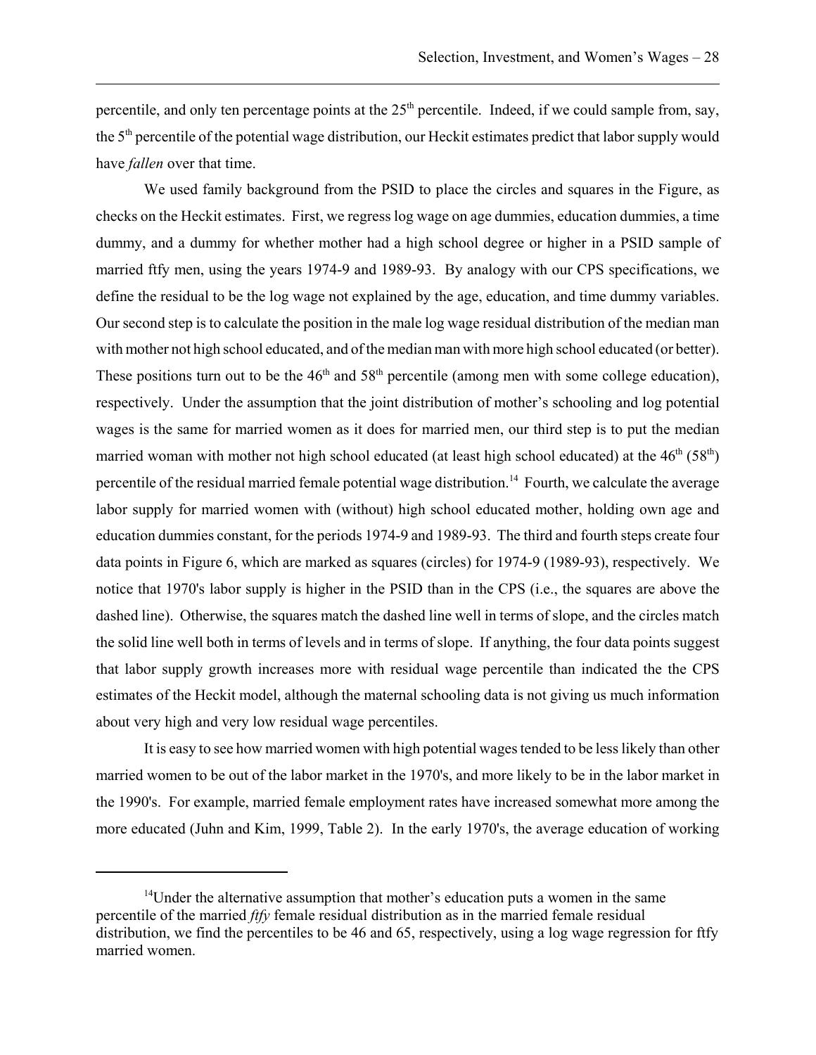percentile, and only ten percentage points at the 25$^{th}$ percentile. Indeed, if we could sample from, say, the 5$^{th}$ percentile of the potential wage distribution, our Heckit estimates predict that labor supply would have *fallen* over that time.

We used family background from the PSID to place the circles and squares in the Figure, as checks on the Heckit estimates. First, we regress log wage on age dummies, education dummies, a time dummy, and a dummy for whether mother had a high school degree or higher in a PSID sample of married ftfy men, using the years 1974-9 and 1989-93. By analogy with our CPS specifications, we define the residual to be the log wage not explained by the age, education, and time dummy variables. Our second step is to calculate the position in the male log wage residual distribution of the median man with mother not high school educated, and of the median man with more high school educated (or better). These positions turn out to be the 46$^{th}$ and 58$^{th}$ percentile (among men with some college education), respectively. Under the assumption that the joint distribution of mother's schooling and log potential wages is the same for married women as it does for married men, our third step is to put the median married woman with mother not high school educated (at least high school educated) at the 46$^{th}$ (58$^{th}$) percentile of the residual married female potential wage distribution.[14] Fourth, we calculate the average labor supply for married women with (without) high school educated mother, holding own age and education dummies constant, for the periods 1974-9 and 1989-93. The third and fourth steps create four data points in Figure 6, which are marked as squares (circles) for 1974-9 (1989-93), respectively. We notice that 1970's labor supply is higher in the PSID than in the CPS (i.e., the squares are above the dashed line). Otherwise, the squares match the dashed line well in terms of slope, and the circles match the solid line well both in terms of levels and in terms of slope. If anything, the four data points suggest that labor supply growth increases more with residual wage percentile than indicated the the CPS estimates of the Heckit model, although the maternal schooling data is not giving us much information about very high and very low residual wage percentiles.

It is easy to see how married women with high potential wages tended to be less likely than other married women to be out of the labor market in the 1970's, and more likely to be in the labor market in the 1990's. For example, married female employment rates have increased somewhat more among the more educated (Juhn and Kim, 1999, Table 2). In the early 1970's, the average education of working

---

[14] Under the alternative assumption that mother's education puts a women in the same percentile of the married *ftfy* female residual distribution as in the married female residual distribution, we find the percentiles to be 46 and 65, respectively, using a log wage regression for ftfy married women.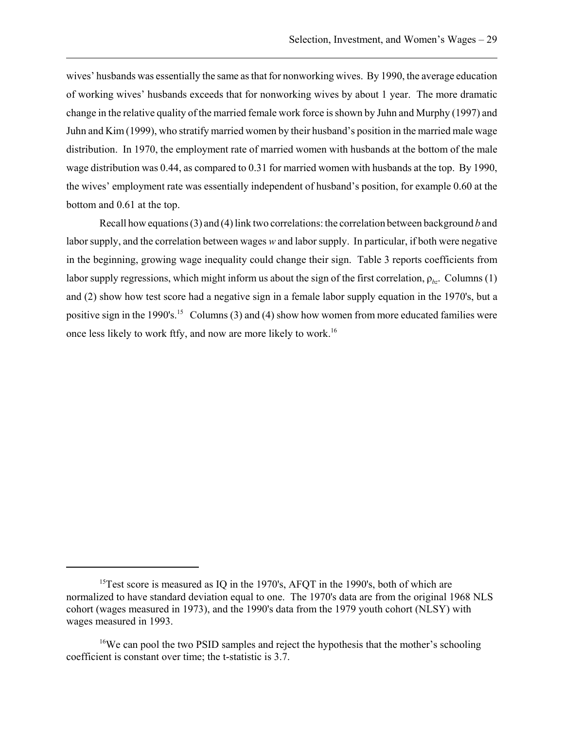wives' husbands was essentially the same as that for nonworking wives. By 1990, the average education of working wives' husbands exceeds that for nonworking wives by about 1 year. The more dramatic change in the relative quality of the married female work force is shown by Juhn and Murphy (1997) and Juhn and Kim (1999), who stratify married women by their husband's position in the married male wage distribution. In 1970, the employment rate of married women with husbands at the bottom of the male wage distribution was 0.44, as compared to 0.31 for married women with husbands at the top. By 1990, the wives' employment rate was essentially independent of husband's position, for example 0.60 at the bottom and 0.61 at the top.

Recall how equations (3) and (4) link two correlations: the correlation between background $b$ and labor supply, and the correlation between wages $w$ and labor supply. In particular, if both were negative in the beginning, growing wage inequality could change their sign. Table 3 reports coefficients from labor supply regressions, which might inform us about the sign of the first correlation, $\rho_{bz}$. Columns (1) and (2) show how test score had a negative sign in a female labor supply equation in the 1970's, but a positive sign in the 1990's.[15] Columns (3) and (4) show how women from more educated families were once less likely to work ftfy, and now are more likely to work.[16]

---

[15]Test score is measured as IQ in the 1970's, AFQT in the 1990's, both of which are normalized to have standard deviation equal to one. The 1970's data are from the original 1968 NLS cohort (wages measured in 1973), and the 1990's data from the 1979 youth cohort (NLSY) with wages measured in 1993.

[16]We can pool the two PSID samples and reject the hypothesis that the mother's schooling coefficient is constant over time; the t-statistic is 3.7.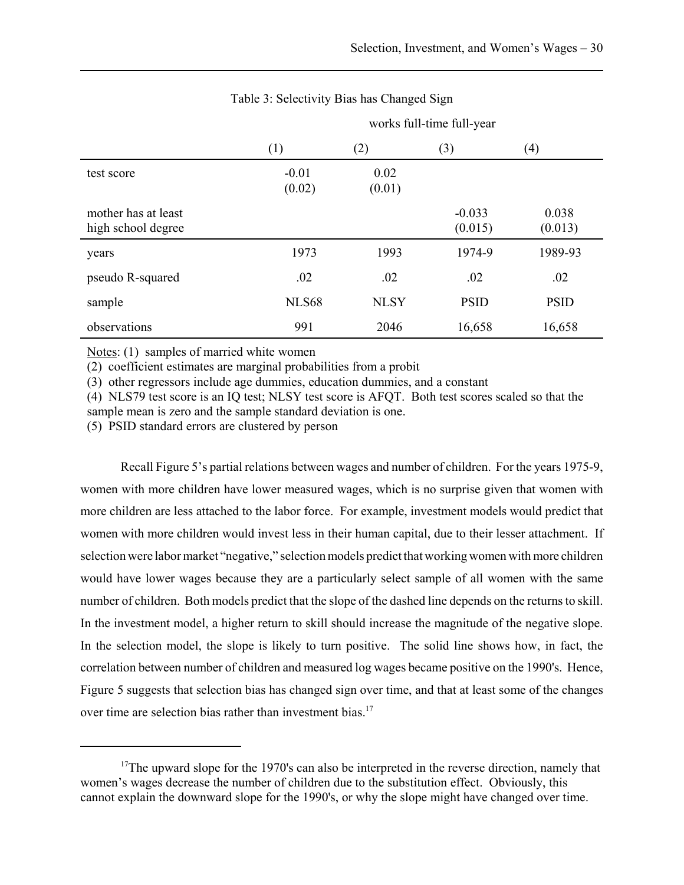Table 3: Selectivity Bias has Changed Sign

| | works full-time full-year | | | |
|---|---|---|---|---|
| | (1) | (2) | (3) | (4) |
| test score | -0.01 (0.02) | 0.02 (0.01) | | |
| mother has at least high school degree | | | -0.033 (0.015) | 0.038 (0.013) |
| years | 1973 | 1993 | 1974-9 | 1989-93 |
| pseudo R-squared | .02 | .02 | .02 | .02 |
| sample | NLS68 | NLSY | PSID | PSID |
| observations | 991 | 2046 | 16,658 | 16,658 |

Notes: (1) samples of married white women

(2) coefficient estimates are marginal probabilities from a probit

(3) other regressors include age dummies, education dummies, and a constant

(4) NLS79 test score is an IQ test; NLSY test score is AFQT. Both test scores scaled so that the sample mean is zero and the sample standard deviation is one.

(5) PSID standard errors are clustered by person

Recall Figure 5's partial relations between wages and number of children. For the years 1975-9, women with more children have lower measured wages, which is no surprise given that women with more children are less attached to the labor force. For example, investment models would predict that women with more children would invest less in their human capital, due to their lesser attachment. If selection were labor market "negative," selection models predict that working women with more children would have lower wages because they are a particularly select sample of all women with the same number of children. Both models predict that the slope of the dashed line depends on the returns to skill. In the investment model, a higher return to skill should increase the magnitude of the negative slope. In the selection model, the slope is likely to turn positive. The solid line shows how, in fact, the correlation between number of children and measured log wages became positive on the 1990's. Hence, Figure 5 suggests that selection bias has changed sign over time, and that at least some of the changes over time are selection bias rather than investment bias.[17]

[17]The upward slope for the 1970's can also be interpreted in the reverse direction, namely that women's wages decrease the number of children due to the substitution effect. Obviously, this cannot explain the downward slope for the 1990's, or why the slope might have changed over time.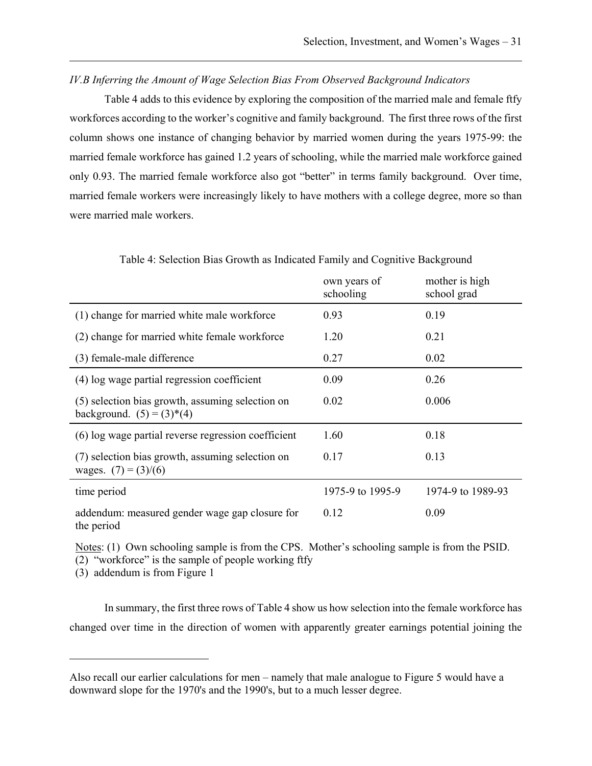*IV.B Inferring the Amount of Wage Selection Bias From Observed Background Indicators*

Table 4 adds to this evidence by exploring the composition of the married male and female ftfy workforces according to the worker's cognitive and family background. The first three rows of the first column shows one instance of changing behavior by married women during the years 1975-99: the married female workforce has gained 1.2 years of schooling, while the married male workforce gained only 0.93. The married female workforce also got "better" in terms family background. Over time, married female workers were increasingly likely to have mothers with a college degree, more so than were married male workers.

Table 4: Selection Bias Growth as Indicated Family and Cognitive Background

| | own years of schooling | mother is high school grad |
|---|---|---|
| (1) change for married white male workforce | 0.93 | 0.19 |
| (2) change for married white female workforce | 1.20 | 0.21 |
| (3) female-male difference | 0.27 | 0.02 |
| (4) log wage partial regression coefficient | 0.09 | 0.26 |
| (5) selection bias growth, assuming selection on background. (5) = (3)*(4) | 0.02 | 0.006 |
| (6) log wage partial reverse regression coefficient | 1.60 | 0.18 |
| (7) selection bias growth, assuming selection on wages. (7) = (3)/(6) | 0.17 | 0.13 |
| time period | 1975-9 to 1995-9 | 1974-9 to 1989-93 |
| addendum: measured gender wage gap closure for the period | 0.12 | 0.09 |

Notes: (1) Own schooling sample is from the CPS. Mother's schooling sample is from the PSID.
(2) "workforce" is the sample of people working ftfy
(3) addendum is from Figure 1

In summary, the first three rows of Table 4 show us how selection into the female workforce has changed over time in the direction of women with apparently greater earnings potential joining the

---

Also recall our earlier calculations for men – namely that male analogue to Figure 5 would have a downward slope for the 1970's and the 1990's, but to a much lesser degree.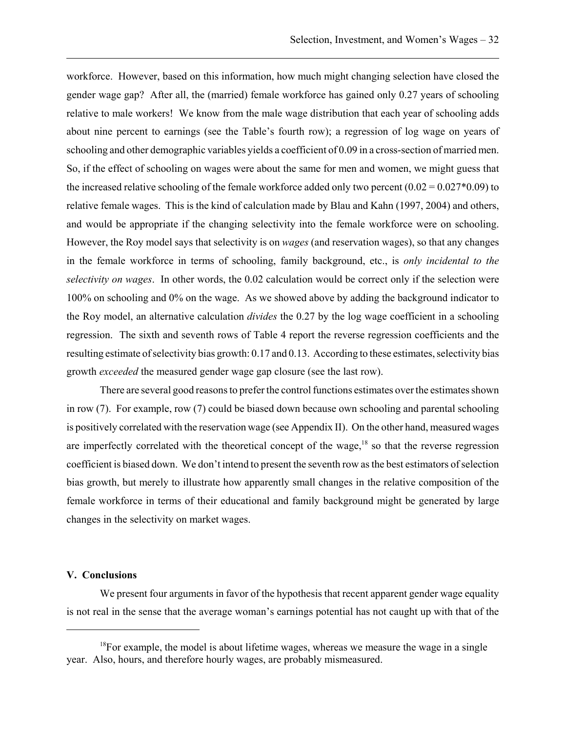workforce. However, based on this information, how much might changing selection have closed the gender wage gap? After all, the (married) female workforce has gained only 0.27 years of schooling relative to male workers! We know from the male wage distribution that each year of schooling adds about nine percent to earnings (see the Table's fourth row); a regression of log wage on years of schooling and other demographic variables yields a coefficient of 0.09 in a cross-section of married men. So, if the effect of schooling on wages were about the same for men and women, we might guess that the increased relative schooling of the female workforce added only two percent (0.02 = 0.027*0.09) to relative female wages. This is the kind of calculation made by Blau and Kahn (1997, 2004) and others, and would be appropriate if the changing selectivity into the female workforce were on schooling. However, the Roy model says that selectivity is on *wages* (and reservation wages), so that any changes in the female workforce in terms of schooling, family background, etc., is *only incidental to the selectivity on wages*. In other words, the 0.02 calculation would be correct only if the selection were 100% on schooling and 0% on the wage. As we showed above by adding the background indicator to the Roy model, an alternative calculation *divides* the 0.27 by the log wage coefficient in a schooling regression. The sixth and seventh rows of Table 4 report the reverse regression coefficients and the resulting estimate of selectivity bias growth: 0.17 and 0.13. According to these estimates, selectivity bias growth *exceeded* the measured gender wage gap closure (see the last row).

There are several good reasons to prefer the control functions estimates over the estimates shown in row (7). For example, row (7) could be biased down because own schooling and parental schooling is positively correlated with the reservation wage (see Appendix II). On the other hand, measured wages are imperfectly correlated with the theoretical concept of the wage,[18] so that the reverse regression coefficient is biased down. We don't intend to present the seventh row as the best estimators of selection bias growth, but merely to illustrate how apparently small changes in the relative composition of the female workforce in terms of their educational and family background might be generated by large changes in the selectivity on market wages.

## V. Conclusions

We present four arguments in favor of the hypothesis that recent apparent gender wage equality is not real in the sense that the average woman's earnings potential has not caught up with that of the

[18] For example, the model is about lifetime wages, whereas we measure the wage in a single year. Also, hours, and therefore hourly wages, are probably mismeasured.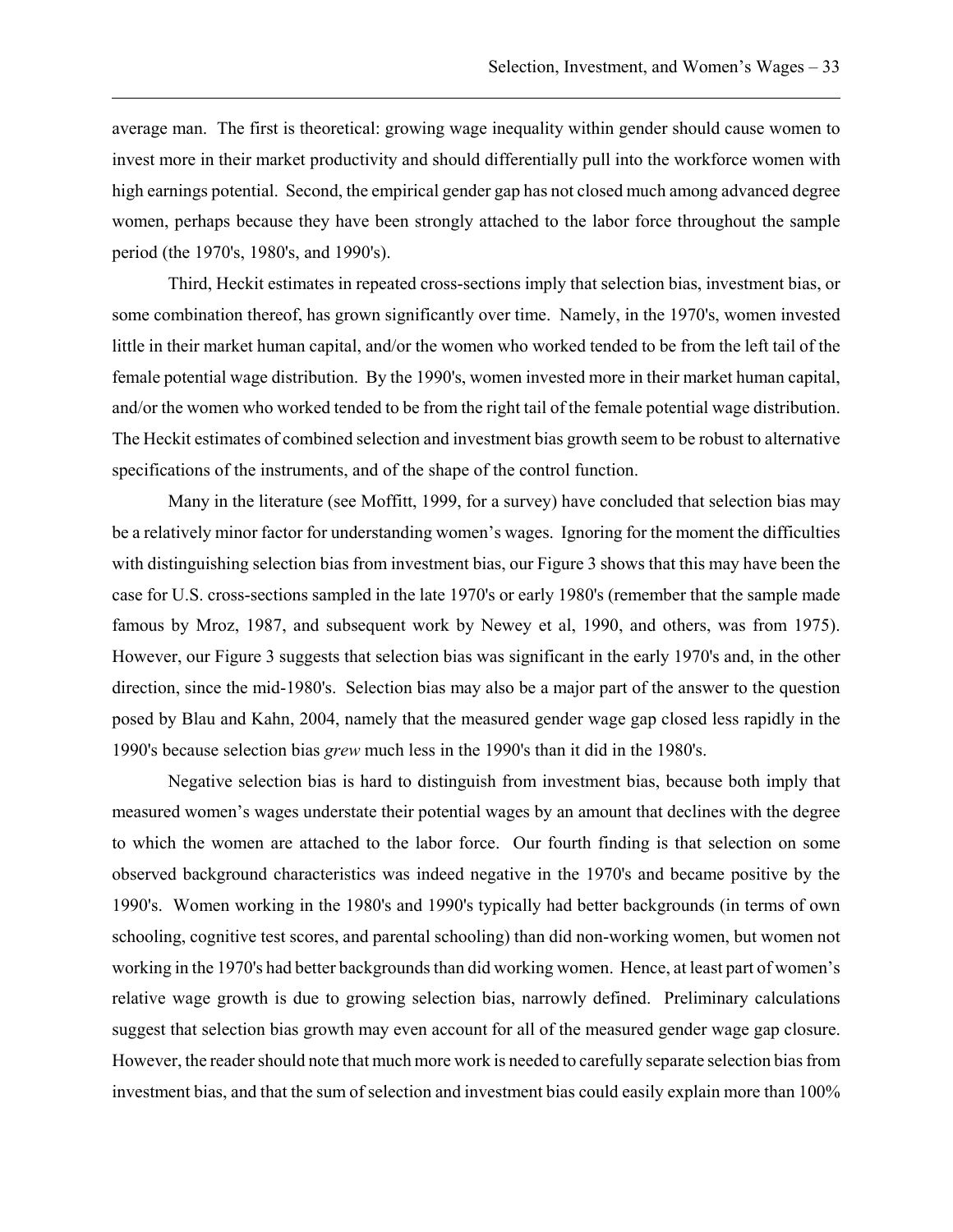average man. The first is theoretical: growing wage inequality within gender should cause women to invest more in their market productivity and should differentially pull into the workforce women with high earnings potential. Second, the empirical gender gap has not closed much among advanced degree women, perhaps because they have been strongly attached to the labor force throughout the sample period (the 1970's, 1980's, and 1990's).

Third, Heckit estimates in repeated cross-sections imply that selection bias, investment bias, or some combination thereof, has grown significantly over time. Namely, in the 1970's, women invested little in their market human capital, and/or the women who worked tended to be from the left tail of the female potential wage distribution. By the 1990's, women invested more in their market human capital, and/or the women who worked tended to be from the right tail of the female potential wage distribution. The Heckit estimates of combined selection and investment bias growth seem to be robust to alternative specifications of the instruments, and of the shape of the control function.

Many in the literature (see Moffitt, 1999, for a survey) have concluded that selection bias may be a relatively minor factor for understanding women's wages. Ignoring for the moment the difficulties with distinguishing selection bias from investment bias, our Figure 3 shows that this may have been the case for U.S. cross-sections sampled in the late 1970's or early 1980's (remember that the sample made famous by Mroz, 1987, and subsequent work by Newey et al, 1990, and others, was from 1975). However, our Figure 3 suggests that selection bias was significant in the early 1970's and, in the other direction, since the mid-1980's. Selection bias may also be a major part of the answer to the question posed by Blau and Kahn, 2004, namely that the measured gender wage gap closed less rapidly in the 1990's because selection bias *grew* much less in the 1990's than it did in the 1980's.

Negative selection bias is hard to distinguish from investment bias, because both imply that measured women's wages understate their potential wages by an amount that declines with the degree to which the women are attached to the labor force. Our fourth finding is that selection on some observed background characteristics was indeed negative in the 1970's and became positive by the 1990's. Women working in the 1980's and 1990's typically had better backgrounds (in terms of own schooling, cognitive test scores, and parental schooling) than did non-working women, but women not working in the 1970's had better backgrounds than did working women. Hence, at least part of women's relative wage growth is due to growing selection bias, narrowly defined. Preliminary calculations suggest that selection bias growth may even account for all of the measured gender wage gap closure. However, the reader should note that much more work is needed to carefully separate selection bias from investment bias, and that the sum of selection and investment bias could easily explain more than 100%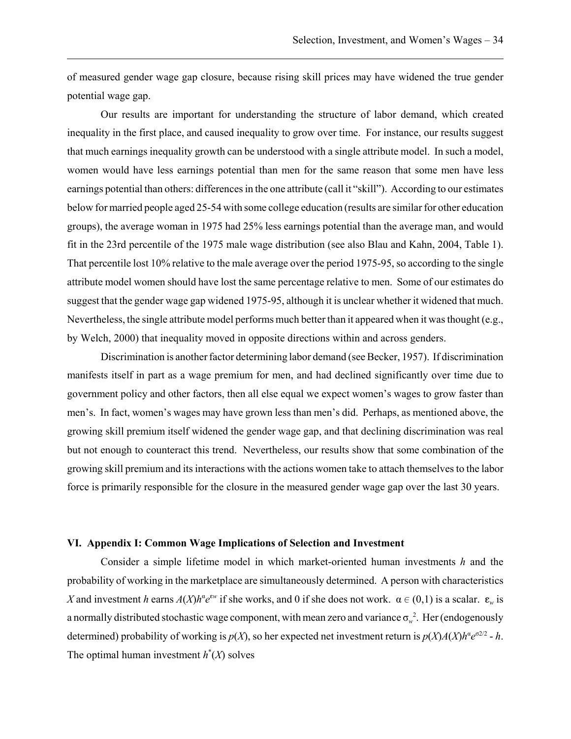of measured gender wage gap closure, because rising skill prices may have widened the true gender potential wage gap.

Our results are important for understanding the structure of labor demand, which created inequality in the first place, and caused inequality to grow over time. For instance, our results suggest that much earnings inequality growth can be understood with a single attribute model. In such a model, women would have less earnings potential than men for the same reason that some men have less earnings potential than others: differences in the one attribute (call it "skill"). According to our estimates below for married people aged 25-54 with some college education (results are similar for other education groups), the average woman in 1975 had 25% less earnings potential than the average man, and would fit in the 23rd percentile of the 1975 male wage distribution (see also Blau and Kahn, 2004, Table 1). That percentile lost 10% relative to the male average over the period 1975-95, so according to the single attribute model women should have lost the same percentage relative to men. Some of our estimates do suggest that the gender wage gap widened 1975-95, although it is unclear whether it widened that much. Nevertheless, the single attribute model performs much better than it appeared when it was thought (e.g., by Welch, 2000) that inequality moved in opposite directions within and across genders.

Discrimination is another factor determining labor demand (see Becker, 1957). If discrimination manifests itself in part as a wage premium for men, and had declined significantly over time due to government policy and other factors, then all else equal we expect women's wages to grow faster than men's. In fact, women's wages may have grown less than men's did. Perhaps, as mentioned above, the growing skill premium itself widened the gender wage gap, and that declining discrimination was real but not enough to counteract this trend. Nevertheless, our results show that some combination of the growing skill premium and its interactions with the actions women take to attach themselves to the labor force is primarily responsible for the closure in the measured gender wage gap over the last 30 years.

## VI. Appendix I: Common Wage Implications of Selection and Investment

Consider a simple lifetime model in which market-oriented human investments $h$ and the probability of working in the marketplace are simultaneously determined. A person with characteristics $X$ and investment $h$ earns $A(X)h^{\alpha}e^{\varepsilon_w}$ if she works, and 0 if she does not work. $\alpha \in (0,1)$ is a scalar. $\varepsilon_w$ is a normally distributed stochastic wage component, with mean zero and variance $\sigma_w^2$. Her (endogenously determined) probability of working is $p(X)$, so her expected net investment return is $p(X)A(X)h^{\alpha}e^{\sigma^2/2} - h$. The optimal human investment $h^*(X)$ solves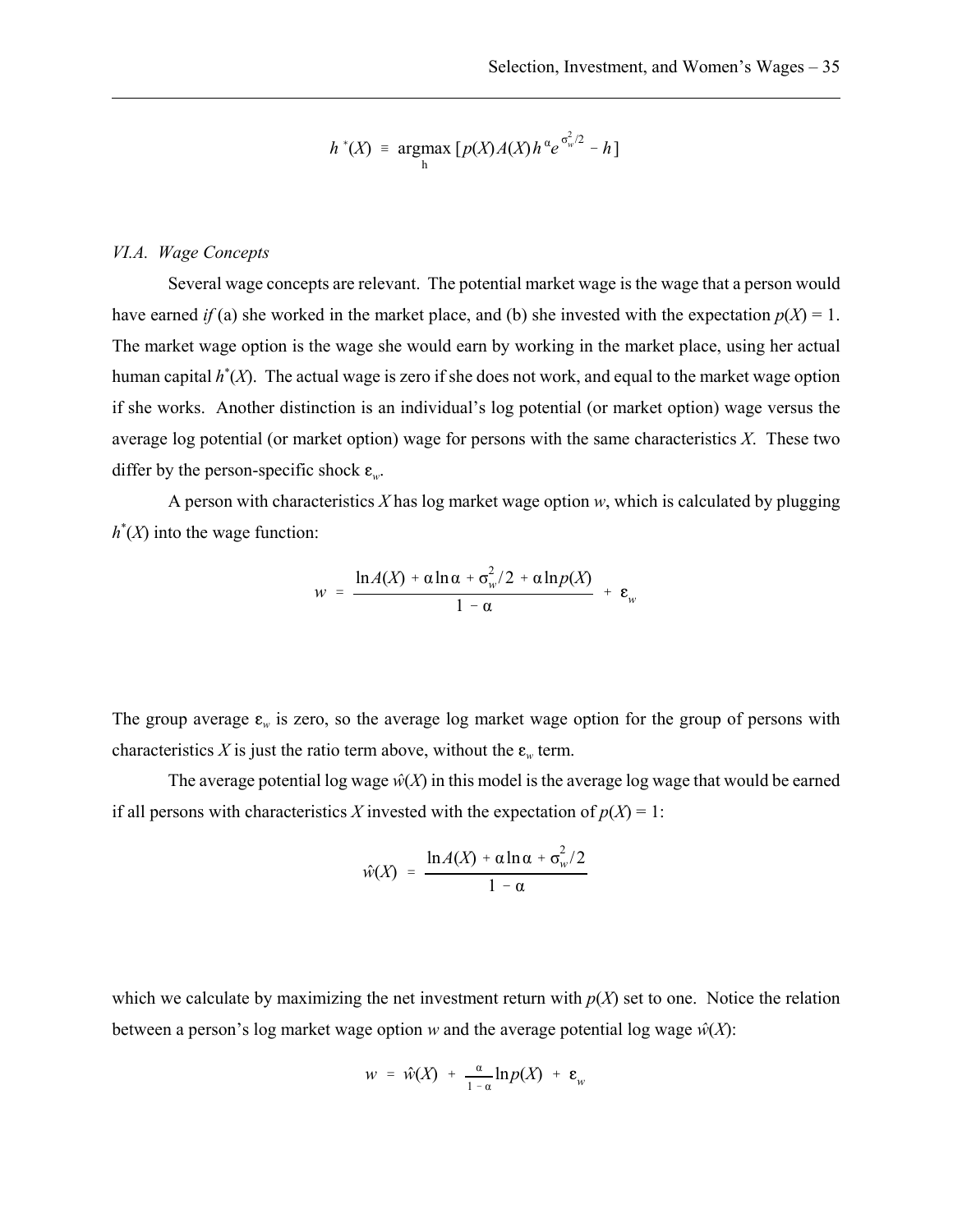$$h^*(X) \equiv \underset{h}{\operatorname{argmax}} \, [p(X)A(X)h^{\alpha}e^{\sigma_w^2/2} - h]$$

*VI.A. Wage Concepts*

Several wage concepts are relevant. The potential market wage is the wage that a person would have earned *if* (a) she worked in the market place, and (b) she invested with the expectation $p(X) = 1$. The market wage option is the wage she would earn by working in the market place, using her actual human capital $h^*(X)$. The actual wage is zero if she does not work, and equal to the market wage option if she works. Another distinction is an individual's log potential (or market option) wage versus the average log potential (or market option) wage for persons with the same characteristics $X$. These two differ by the person-specific shock $\varepsilon_w$.

A person with characteristics $X$ has log market wage option $w$, which is calculated by plugging $h^*(X)$ into the wage function:

$$w = \frac{\ln A(X) + \alpha \ln \alpha + \sigma_w^2/2 + \alpha \ln p(X)}{1 - \alpha} + \varepsilon_w$$

The group average $\varepsilon_w$ is zero, so the average log market wage option for the group of persons with characteristics $X$ is just the ratio term above, without the $\varepsilon_w$ term.

The average potential log wage $\hat{w}(X)$ in this model is the average log wage that would be earned if all persons with characteristics $X$ invested with the expectation of $p(X) = 1$:

$$\hat{w}(X) = \frac{\ln A(X) + \alpha \ln \alpha + \sigma_w^2/2}{1 - \alpha}$$

which we calculate by maximizing the net investment return with $p(X)$ set to one. Notice the relation between a person's log market wage option $w$ and the average potential log wage $\hat{w}(X)$:

$$w = \hat{w}(X) + \frac{\alpha}{1-\alpha} \ln p(X) + \varepsilon_w$$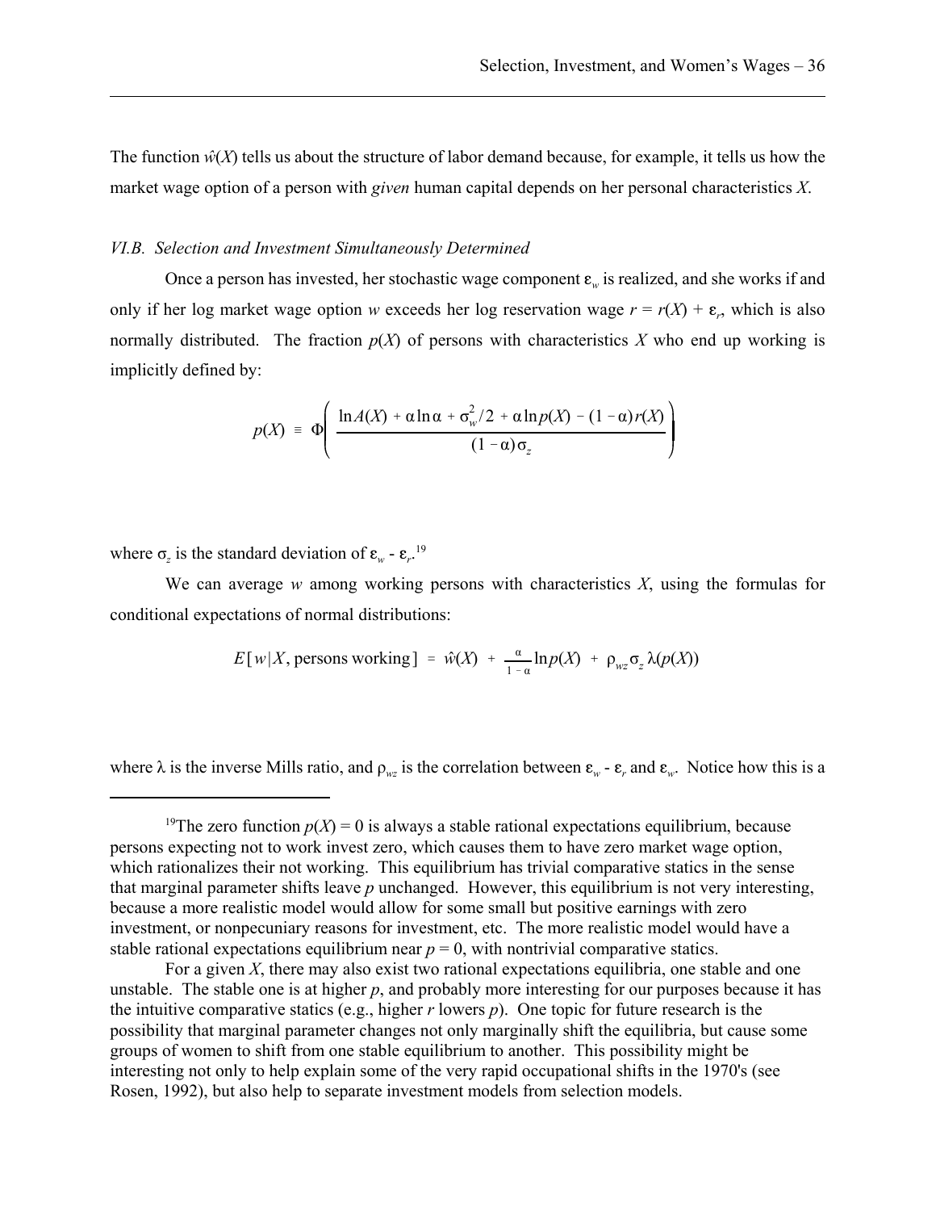The function $\hat{w}(X)$ tells us about the structure of labor demand because, for example, it tells us how the market wage option of a person with *given* human capital depends on her personal characteristics $X$.

### *VI.B. Selection and Investment Simultaneously Determined*

Once a person has invested, her stochastic wage component $\varepsilon_w$ is realized, and she works if and only if her log market wage option $w$ exceeds her log reservation wage $r = r(X) + \varepsilon_r$, which is also normally distributed. The fraction $p(X)$ of persons with characteristics $X$ who end up working is implicitly defined by:

$$p(X) \equiv \Phi\left( \frac{\ln A(X) + \alpha \ln \alpha + \sigma_w^2/2 + \alpha \ln p(X) - (1-\alpha) r(X)}{(1-\alpha)\sigma_z} \right)$$

where $\sigma_z$ is the standard deviation of $\varepsilon_w$ - $\varepsilon_r$.[19]

We can average $w$ among working persons with characteristics $X$, using the formulas for conditional expectations of normal distributions:

$$E[w|X, \text{persons working}] = \hat{w}(X) + \tfrac{\alpha}{1-\alpha} \ln p(X) + \rho_{wz}\sigma_z \lambda(p(X))$$

where $\lambda$ is the inverse Mills ratio, and $\rho_{wz}$ is the correlation between $\varepsilon_w$ - $\varepsilon_r$ and $\varepsilon_w$. Notice how this is a

---

[19]The zero function $p(X) = 0$ is always a stable rational expectations equilibrium, because persons expecting not to work invest zero, which causes them to have zero market wage option, which rationalizes their not working. This equilibrium has trivial comparative statics in the sense that marginal parameter shifts leave $p$ unchanged. However, this equilibrium is not very interesting, because a more realistic model would allow for some small but positive earnings with zero investment, or nonpecuniary reasons for investment, etc. The more realistic model would have a stable rational expectations equilibrium near $p = 0$, with nontrivial comparative statics.

For a given $X$, there may also exist two rational expectations equilibria, one stable and one unstable. The stable one is at higher $p$, and probably more interesting for our purposes because it has the intuitive comparative statics (e.g., higher $r$ lowers $p$). One topic for future research is the possibility that marginal parameter changes not only marginally shift the equilibria, but cause some groups of women to shift from one stable equilibrium to another. This possibility might be interesting not only to help explain some of the very rapid occupational shifts in the 1970's (see Rosen, 1992), but also help to separate investment models from selection models.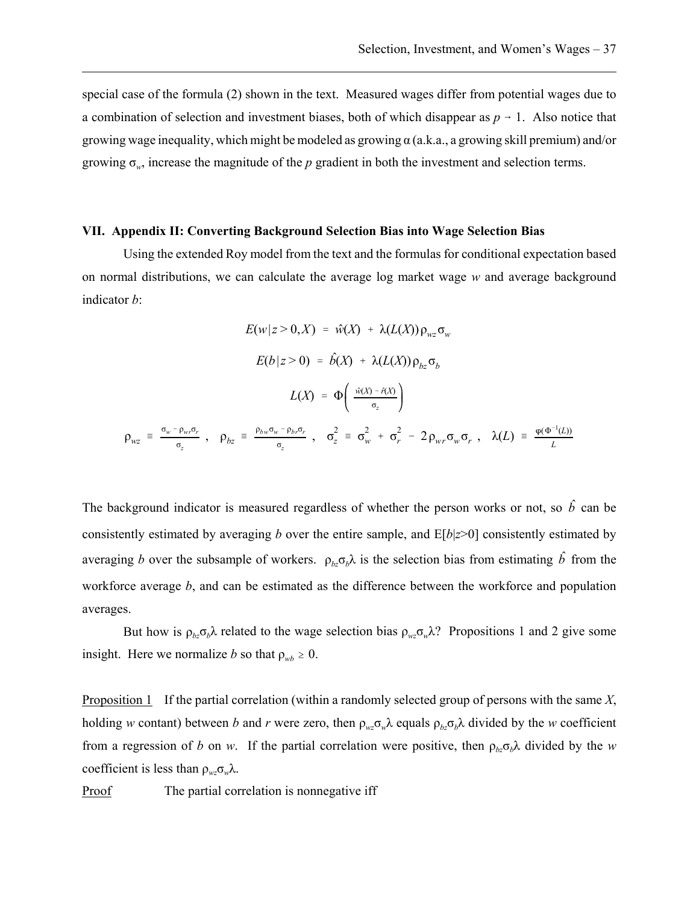special case of the formula (2) shown in the text. Measured wages differ from potential wages due to a combination of selection and investment biases, both of which disappear as $p \to 1$. Also notice that growing wage inequality, which might be modeled as growing $\alpha$ (a.k.a., a growing skill premium) and/or growing $\sigma_w$, increase the magnitude of the $p$ gradient in both the investment and selection terms.

## VII. Appendix II: Converting Background Selection Bias into Wage Selection Bias

Using the extended Roy model from the text and the formulas for conditional expectation based on normal distributions, we can calculate the average log market wage $w$ and average background indicator $b$:

$$E(w|z > 0, X) = \hat{w}(X) + \lambda(L(X))\rho_{wz}\sigma_w$$

$$E(b|z > 0) = \hat{b}(X) + \lambda(L(X))\rho_{bz}\sigma_b$$

$$L(X) = \Phi\left(\frac{\hat{w}(X) - \hat{r}(X)}{\sigma_z}\right)$$

$$\rho_{wz} \equiv \frac{\sigma_w - \rho_{wr}\sigma_r}{\sigma_z}, \quad \rho_{bz} \equiv \frac{\rho_{bw}\sigma_w - \rho_{br}\sigma_r}{\sigma_z}, \quad \sigma_z^2 \equiv \sigma_w^2 + \sigma_r^2 - 2\rho_{wr}\sigma_w\sigma_r, \quad \lambda(L) \equiv \frac{\varphi(\Phi^{-1}(L))}{L}$$

The background indicator is measured regardless of whether the person works or not, so $\hat{b}$ can be consistently estimated by averaging $b$ over the entire sample, and E[$b$|$z$>0] consistently estimated by averaging $b$ over the subsample of workers. $\rho_{bz}\sigma_b\lambda$ is the selection bias from estimating $\hat{b}$ from the workforce average $b$, and can be estimated as the difference between the workforce and population averages.

But how is $\rho_{bz}\sigma_b\lambda$ related to the wage selection bias $\rho_{wz}\sigma_w\lambda$? Propositions 1 and 2 give some insight. Here we normalize $b$ so that $\rho_{wb} \geq 0$.

Proposition 1 If the partial correlation (within a randomly selected group of persons with the same $X$, holding $w$ contant) between $b$ and $r$ were zero, then $\rho_{wz}\sigma_w\lambda$ equals $\rho_{bz}\sigma_b\lambda$ divided by the $w$ coefficient from a regression of $b$ on $w$. If the partial correlation were positive, then $\rho_{bz}\sigma_b\lambda$ divided by the $w$ coefficient is less than $\rho_{wz}\sigma_w\lambda$.

Proof The partial correlation is nonnegative iff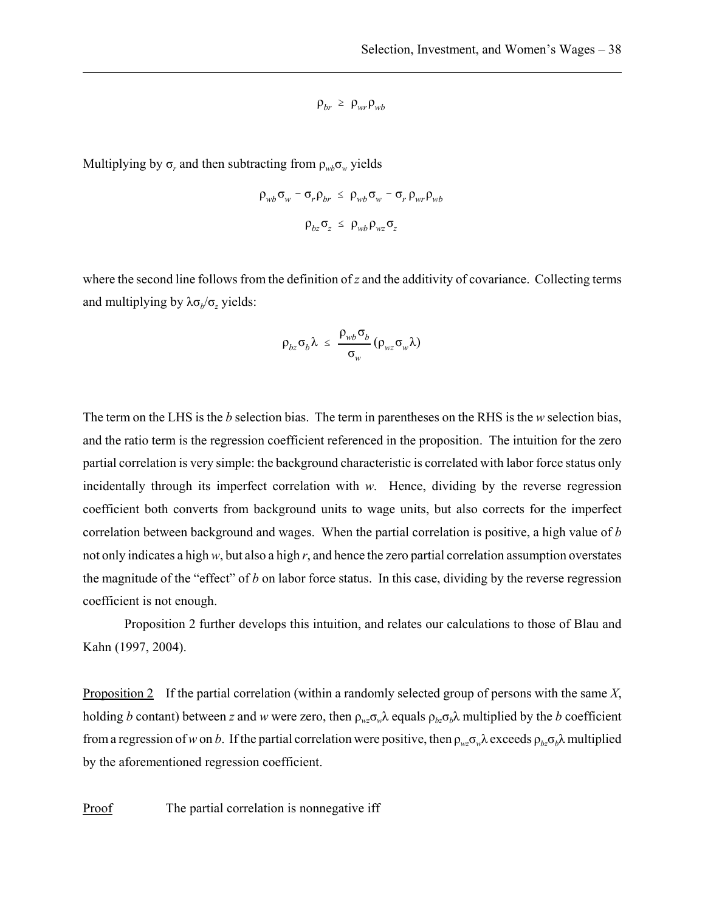$$\rho_{br} \geq \rho_{wr}\rho_{wb}$$

Multiplying by $\sigma_r$ and then subtracting from $\rho_{wb}\sigma_w$ yields

$$\rho_{wb}\sigma_w - \sigma_r\rho_{br} \leq \rho_{wb}\sigma_w - \sigma_r\rho_{wr}\rho_{wb}$$

$$\rho_{bz}\sigma_z \leq \rho_{wb}\rho_{wz}\sigma_z$$

where the second line follows from the definition of $z$ and the additivity of covariance. Collecting terms and multiplying by $\lambda\sigma_b/\sigma_z$ yields:

$$\rho_{bz}\sigma_b\lambda \leq \frac{\rho_{wb}\sigma_b}{\sigma_w}(\rho_{wz}\sigma_w\lambda)$$

The term on the LHS is the $b$ selection bias. The term in parentheses on the RHS is the $w$ selection bias, and the ratio term is the regression coefficient referenced in the proposition. The intuition for the zero partial correlation is very simple: the background characteristic is correlated with labor force status only incidentally through its imperfect correlation with $w$. Hence, dividing by the reverse regression coefficient both converts from background units to wage units, but also corrects for the imperfect correlation between background and wages. When the partial correlation is positive, a high value of $b$ not only indicates a high $w$, but also a high $r$, and hence the zero partial correlation assumption overstates the magnitude of the "effect" of $b$ on labor force status. In this case, dividing by the reverse regression coefficient is not enough.

Proposition 2 further develops this intuition, and relates our calculations to those of Blau and Kahn (1997, 2004).

Proposition 2 If the partial correlation (within a randomly selected group of persons with the same $X$, holding $b$ contant) between $z$ and $w$ were zero, then $\rho_{wz}\sigma_w\lambda$ equals $\rho_{bz}\sigma_b\lambda$ multiplied by the $b$ coefficient from a regression of $w$ on $b$. If the partial correlation were positive, then $\rho_{wz}\sigma_w\lambda$ exceeds $\rho_{bz}\sigma_b\lambda$ multiplied by the aforementioned regression coefficient.

Proof The partial correlation is nonnegative iff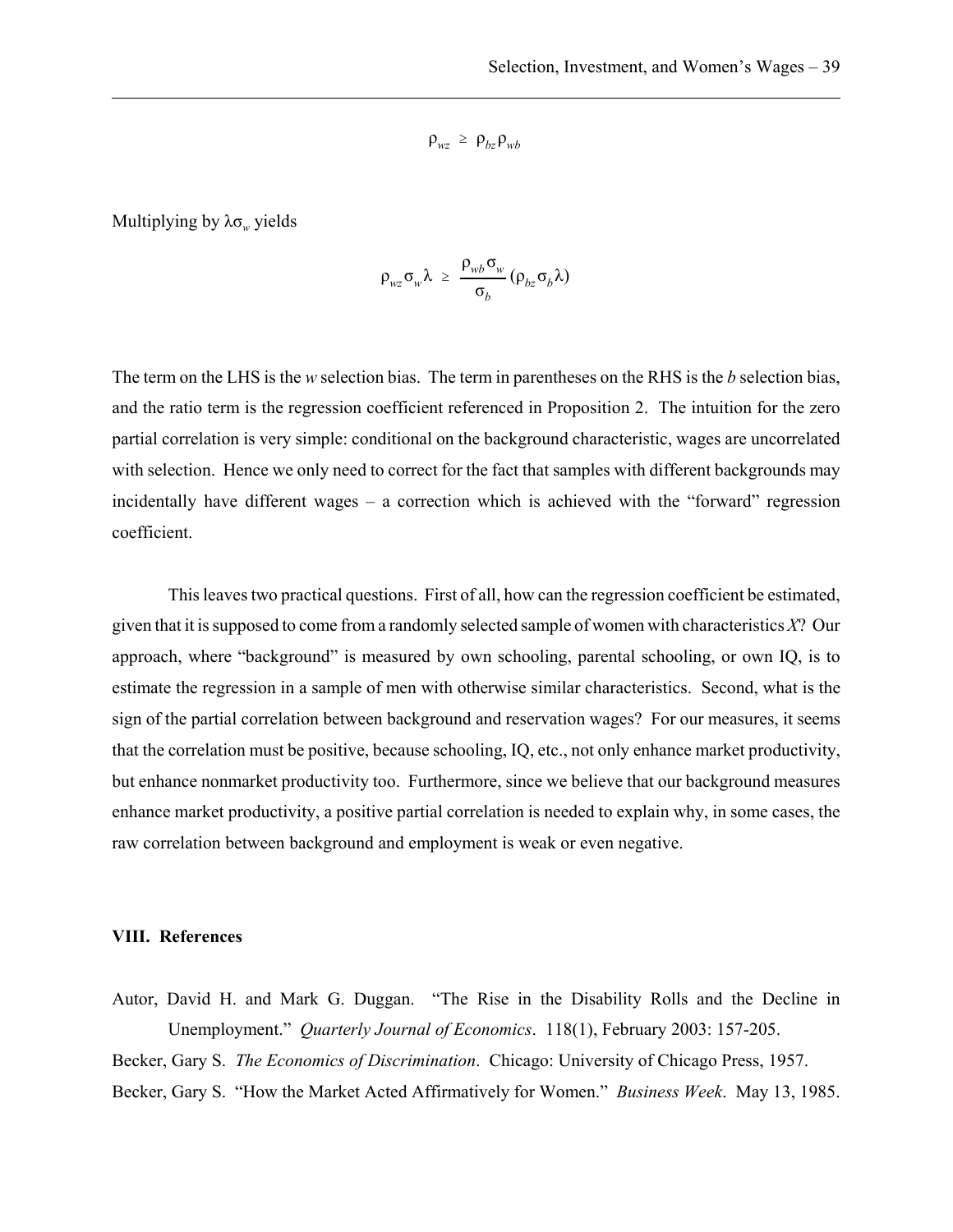$$\rho_{wz} \geq \rho_{bz}\rho_{wb}$$

Multiplying by $\lambda\sigma_w$ yields

$$\rho_{wz}\sigma_w\lambda \geq \frac{\rho_{wb}\sigma_w}{\sigma_b}(\rho_{bz}\sigma_b\lambda)$$

The term on the LHS is the *w* selection bias. The term in parentheses on the RHS is the *b* selection bias, and the ratio term is the regression coefficient referenced in Proposition 2. The intuition for the zero partial correlation is very simple: conditional on the background characteristic, wages are uncorrelated with selection. Hence we only need to correct for the fact that samples with different backgrounds may incidentally have different wages – a correction which is achieved with the "forward" regression coefficient.

This leaves two practical questions. First of all, how can the regression coefficient be estimated, given that it is supposed to come from a randomly selected sample of women with characteristics *X*? Our approach, where "background" is measured by own schooling, parental schooling, or own IQ, is to estimate the regression in a sample of men with otherwise similar characteristics. Second, what is the sign of the partial correlation between background and reservation wages? For our measures, it seems that the correlation must be positive, because schooling, IQ, etc., not only enhance market productivity, but enhance nonmarket productivity too. Furthermore, since we believe that our background measures enhance market productivity, a positive partial correlation is needed to explain why, in some cases, the raw correlation between background and employment is weak or even negative.

## VIII. References

Autor, David H. and Mark G. Duggan. "The Rise in the Disability Rolls and the Decline in Unemployment." *Quarterly Journal of Economics*. 118(1), February 2003: 157-205.

Becker, Gary S. *The Economics of Discrimination*. Chicago: University of Chicago Press, 1957.

Becker, Gary S. "How the Market Acted Affirmatively for Women." *Business Week*. May 13, 1985.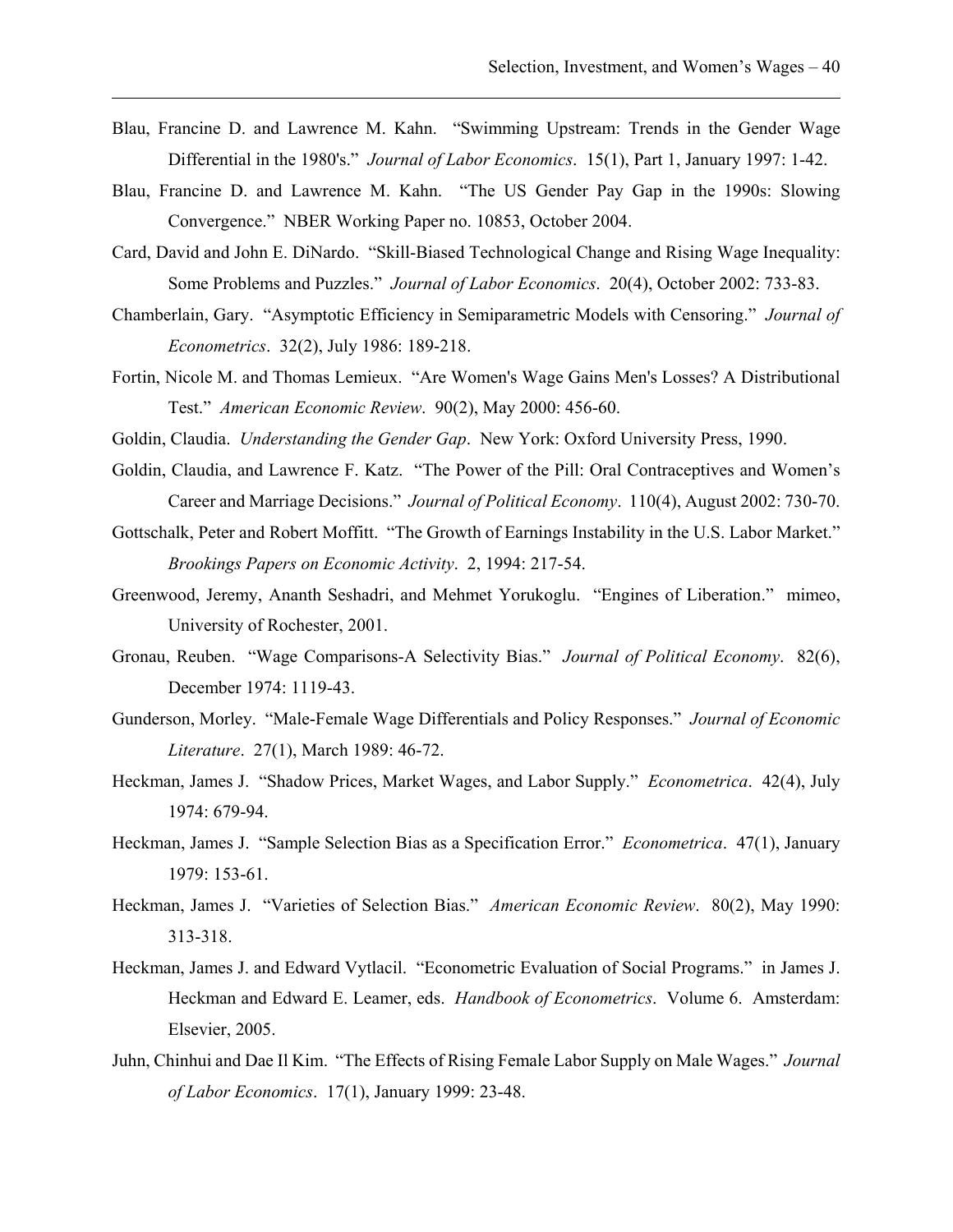Blau, Francine D. and Lawrence M. Kahn. "Swimming Upstream: Trends in the Gender Wage Differential in the 1980's." *Journal of Labor Economics*. 15(1), Part 1, January 1997: 1-42.

Blau, Francine D. and Lawrence M. Kahn. "The US Gender Pay Gap in the 1990s: Slowing Convergence." NBER Working Paper no. 10853, October 2004.

Card, David and John E. DiNardo. "Skill-Biased Technological Change and Rising Wage Inequality: Some Problems and Puzzles." *Journal of Labor Economics*. 20(4), October 2002: 733-83.

Chamberlain, Gary. "Asymptotic Efficiency in Semiparametric Models with Censoring." *Journal of Econometrics*. 32(2), July 1986: 189-218.

Fortin, Nicole M. and Thomas Lemieux. "Are Women's Wage Gains Men's Losses? A Distributional Test." *American Economic Review*. 90(2), May 2000: 456-60.

Goldin, Claudia. *Understanding the Gender Gap*. New York: Oxford University Press, 1990.

Goldin, Claudia, and Lawrence F. Katz. "The Power of the Pill: Oral Contraceptives and Women's Career and Marriage Decisions." *Journal of Political Economy*. 110(4), August 2002: 730-70.

Gottschalk, Peter and Robert Moffitt. "The Growth of Earnings Instability in the U.S. Labor Market." *Brookings Papers on Economic Activity*. 2, 1994: 217-54.

Greenwood, Jeremy, Ananth Seshadri, and Mehmet Yorukoglu. "Engines of Liberation." mimeo, University of Rochester, 2001.

Gronau, Reuben. "Wage Comparisons-A Selectivity Bias." *Journal of Political Economy*. 82(6), December 1974: 1119-43.

Gunderson, Morley. "Male-Female Wage Differentials and Policy Responses." *Journal of Economic Literature*. 27(1), March 1989: 46-72.

Heckman, James J. "Shadow Prices, Market Wages, and Labor Supply." *Econometrica*. 42(4), July 1974: 679-94.

Heckman, James J. "Sample Selection Bias as a Specification Error." *Econometrica*. 47(1), January 1979: 153-61.

Heckman, James J. "Varieties of Selection Bias." *American Economic Review*. 80(2), May 1990: 313-318.

Heckman, James J. and Edward Vytlacil. "Econometric Evaluation of Social Programs." in James J. Heckman and Edward E. Leamer, eds. *Handbook of Econometrics*. Volume 6. Amsterdam: Elsevier, 2005.

Juhn, Chinhui and Dae Il Kim. "The Effects of Rising Female Labor Supply on Male Wages." *Journal of Labor Economics*. 17(1), January 1999: 23-48.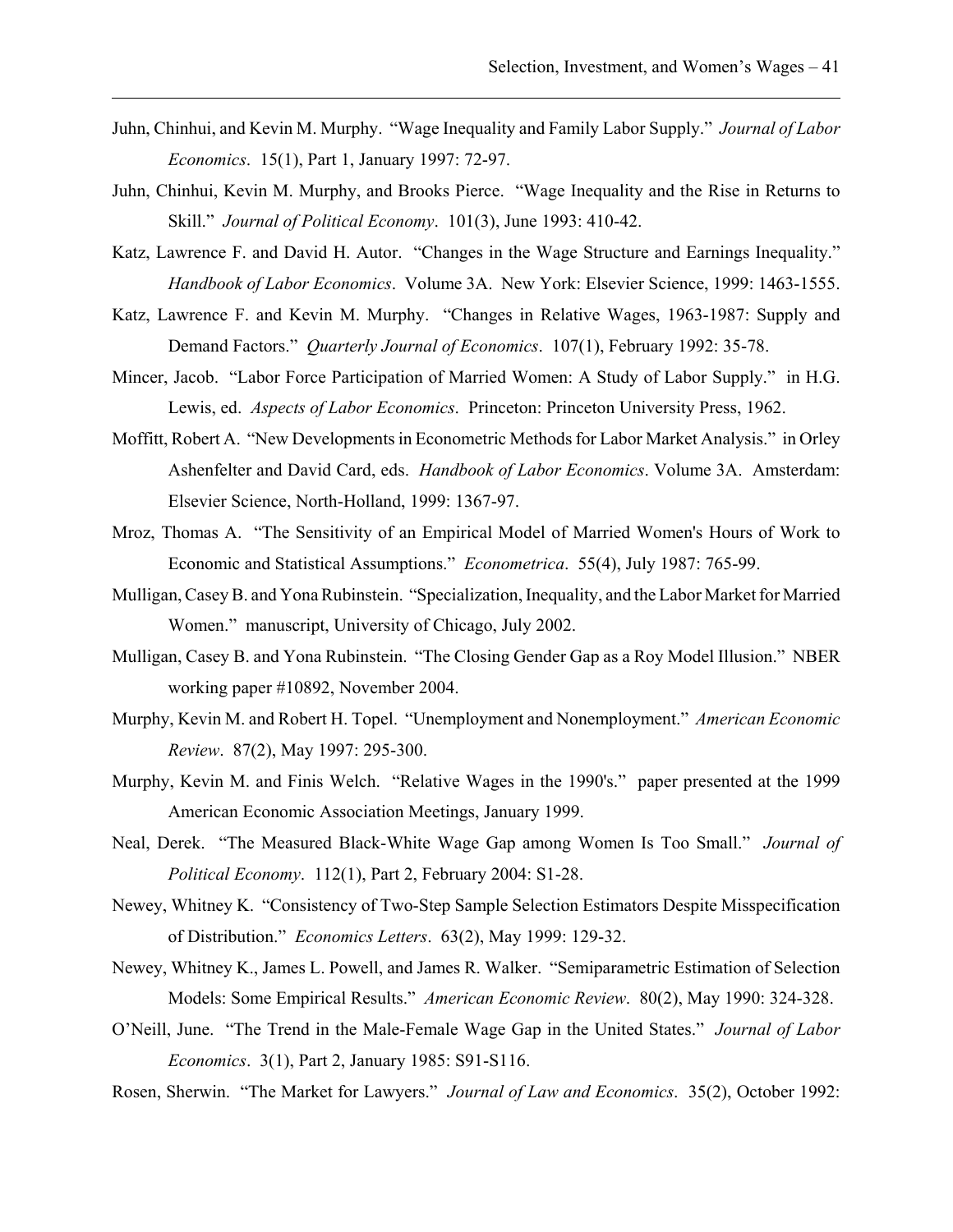Juhn, Chinhui, and Kevin M. Murphy. "Wage Inequality and Family Labor Supply." *Journal of Labor Economics*. 15(1), Part 1, January 1997: 72-97.

Juhn, Chinhui, Kevin M. Murphy, and Brooks Pierce. "Wage Inequality and the Rise in Returns to Skill." *Journal of Political Economy*. 101(3), June 1993: 410-42.

Katz, Lawrence F. and David H. Autor. "Changes in the Wage Structure and Earnings Inequality." *Handbook of Labor Economics*. Volume 3A. New York: Elsevier Science, 1999: 1463-1555.

Katz, Lawrence F. and Kevin M. Murphy. "Changes in Relative Wages, 1963-1987: Supply and Demand Factors." *Quarterly Journal of Economics*. 107(1), February 1992: 35-78.

Mincer, Jacob. "Labor Force Participation of Married Women: A Study of Labor Supply." in H.G. Lewis, ed. *Aspects of Labor Economics*. Princeton: Princeton University Press, 1962.

Moffitt, Robert A. "New Developments in Econometric Methods for Labor Market Analysis." in Orley Ashenfelter and David Card, eds. *Handbook of Labor Economics*. Volume 3A. Amsterdam: Elsevier Science, North-Holland, 1999: 1367-97.

Mroz, Thomas A. "The Sensitivity of an Empirical Model of Married Women's Hours of Work to Economic and Statistical Assumptions." *Econometrica*. 55(4), July 1987: 765-99.

Mulligan, Casey B. and Yona Rubinstein. "Specialization, Inequality, and the Labor Market for Married Women." manuscript, University of Chicago, July 2002.

Mulligan, Casey B. and Yona Rubinstein. "The Closing Gender Gap as a Roy Model Illusion." NBER working paper #10892, November 2004.

Murphy, Kevin M. and Robert H. Topel. "Unemployment and Nonemployment." *American Economic Review*. 87(2), May 1997: 295-300.

Murphy, Kevin M. and Finis Welch. "Relative Wages in the 1990's." paper presented at the 1999 American Economic Association Meetings, January 1999.

Neal, Derek. "The Measured Black-White Wage Gap among Women Is Too Small." *Journal of Political Economy*. 112(1), Part 2, February 2004: S1-28.

Newey, Whitney K. "Consistency of Two-Step Sample Selection Estimators Despite Misspecification of Distribution." *Economics Letters*. 63(2), May 1999: 129-32.

Newey, Whitney K., James L. Powell, and James R. Walker. "Semiparametric Estimation of Selection Models: Some Empirical Results." *American Economic Review*. 80(2), May 1990: 324-328.

O'Neill, June. "The Trend in the Male-Female Wage Gap in the United States." *Journal of Labor Economics*. 3(1), Part 2, January 1985: S91-S116.

Rosen, Sherwin. "The Market for Lawyers." *Journal of Law and Economics*. 35(2), October 1992: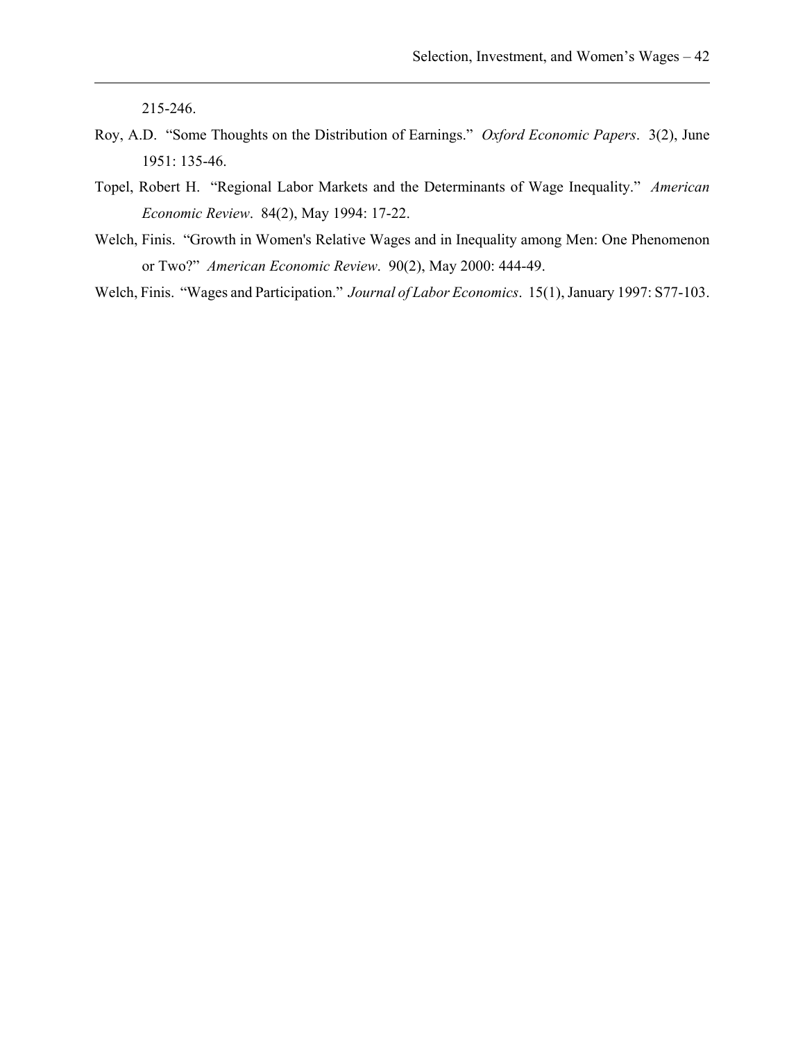215-246.

Roy, A.D. "Some Thoughts on the Distribution of Earnings." *Oxford Economic Papers*. 3(2), June 1951: 135-46.

Topel, Robert H. "Regional Labor Markets and the Determinants of Wage Inequality." *American Economic Review*. 84(2), May 1994: 17-22.

Welch, Finis. "Growth in Women's Relative Wages and in Inequality among Men: One Phenomenon or Two?" *American Economic Review*. 90(2), May 2000: 444-49.

Welch, Finis. "Wages and Participation." *Journal of Labor Economics*. 15(1), January 1997: S77-103.